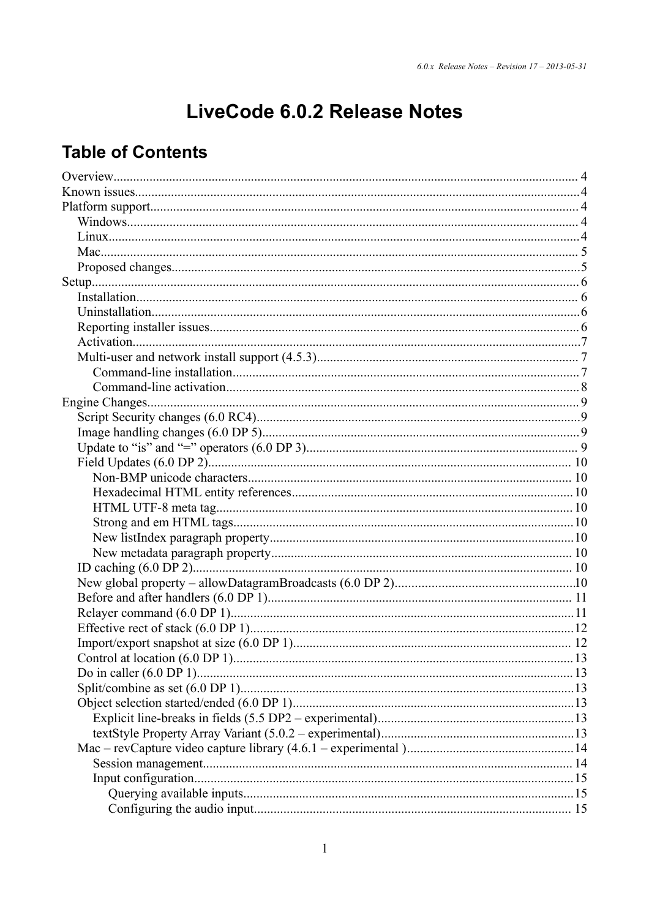# LiveCode 6.0.2 Release Notes

## Table of Contents

- Overview....................................................................................................................................... 4
- Known issues..................................................................................................................................4
- Platform support............................................................................................................................. 4
  - Windows.................................................................................................................................... 4
  - Linux..........................................................................................................................................4
  - Mac............................................................................................................................................ 5
  - Proposed changes.......................................................................................................................5
- Setup.............................................................................................................................................. 6
  - Installation................................................................................................................................. 6
  - Uninstallation.............................................................................................................................6
  - Reporting installer issues........................................................................................................... 6
  - Activation...................................................................................................................................7
  - Multi-user and network install support (4.5.3).......................................................................... 7
    - Command-line installation...................................................................................................7
    - Command-line activation.....................................................................................................8
- Engine Changes.............................................................................................................................. 9
  - Script Security changes (6.0 RC4)..............................................................................................9
  - Image handling changes (6.0 DP 5)............................................................................................ 9
  - Update to "is" and "=" operators (6.0 DP 3).............................................................................. 9
  - Field Updates (6.0 DP 2)......................................................................................................... 10
    - Non-BMP unicode characters............................................................................................. 10
    - Hexadecimal HTML entity references................................................................................10
    - HTML UTF-8 meta tag....................................................................................................... 10
    - Strong and em HTML tags..................................................................................................10
    - New listIndex paragraph property.......................................................................................10
    - New metadata paragraph property...................................................................................... 10
  - ID caching (6.0 DP 2)............................................................................................................... 10
  - New global property – allowDatagramBroadcasts (6.0 DP 2)..................................................10
  - Before and after handlers (6.0 DP 1)........................................................................................ 11
  - Relayer command (6.0 DP 1)....................................................................................................11
  - Effective rect of stack (6.0 DP 1)..............................................................................................12
  - Import/export snapshot at size (6.0 DP 1)................................................................................ 12
  - Control at location (6.0 DP 1)...................................................................................................13
  - Do in caller (6.0 DP 1)..............................................................................................................13
  - Split/combine as set (6.0 DP 1).................................................................................................13
  - Object selection started/ended (6.0 DP 1).................................................................................13
    - Explicit line-breaks in fields (5.5 DP2 – experimental).......................................................13
    - textStyle Property Array Variant (5.0.2 – experimental)......................................................13
  - Mac – revCapture video capture library (4.6.1 – experimental )..............................................14
    - Session management.......................................................................................................... 14
    - Input configuration.............................................................................................................15
      - Querying available inputs...............................................................................................15
      - Configuring the audio input........................................................................................... 15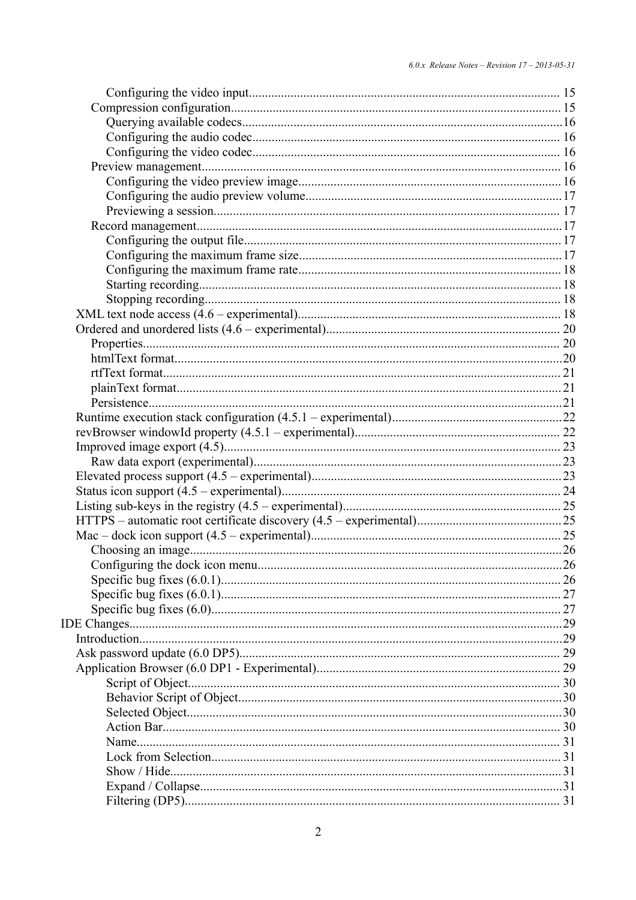- Configuring the video input .... 15
- Compression configuration .... 15
  - Querying available codecs .... 16
  - Configuring the audio codec .... 16
  - Configuring the video codec .... 16
- Preview management .... 16
  - Configuring the video preview image .... 16
  - Configuring the audio preview volume .... 17
  - Previewing a session .... 17
- Record management .... 17
  - Configuring the output file .... 17
  - Configuring the maximum frame size .... 17
  - Configuring the maximum frame rate .... 18
  - Starting recording .... 18
  - Stopping recording .... 18
- XML text node access (4.6 – experimental) .... 18
- Ordered and unordered lists (4.6 – experimental) .... 20
  - Properties .... 20
  - htmlText format .... 20
  - rtfText format .... 21
  - plainText format .... 21
  - Persistence .... 21
- Runtime execution stack configuration (4.5.1 – experimental) .... 22
- revBrowser windowId property (4.5.1 – experimental) .... 22
- Improved image export (4.5) .... 23
  - Raw data export (experimental) .... 23
- Elevated process support (4.5 – experimental) .... 23
- Status icon support (4.5 – experimental) .... 24
- Listing sub-keys in the registry (4.5 – experimental) .... 25
- HTTPS – automatic root certificate discovery (4.5 – experimental) .... 25
- Mac – dock icon support (4.5 – experimental) .... 25
  - Choosing an image .... 26
  - Configuring the dock icon menu .... 26
  - Specific bug fixes (6.0.1) .... 26
  - Specific bug fixes (6.0.1) .... 27
  - Specific bug fixes (6.0) .... 27

IDE Changes .... 29
- Introduction .... 29
- Ask password update (6.0 DP5) .... 29
- Application Browser (6.0 DP1 - Experimental) .... 29
  - Script of Object .... 30
  - Behavior Script of Object .... 30
  - Selected Object .... 30
  - Action Bar .... 30
  - Name .... 31
  - Lock from Selection .... 31
  - Show / Hide .... 31
  - Expand / Collapse .... 31
  - Filtering (DP5) .... 31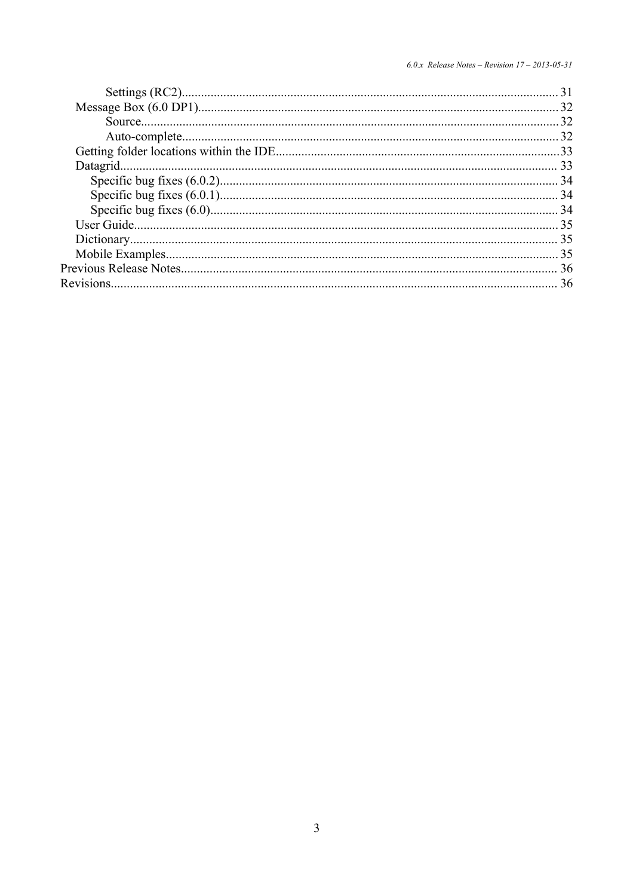- Settings (RC2) ... 31
- Message Box (6.0 DP1) ... 32
  - Source ... 32
  - Auto-complete ... 32
- Getting folder locations within the IDE ... 33
- Datagrid ... 33
  - Specific bug fixes (6.0.2) ... 34
  - Specific bug fixes (6.0.1) ... 34
  - Specific bug fixes (6.0) ... 34
- User Guide ... 35
- Dictionary ... 35
- Mobile Examples ... 35

Previous Release Notes ... 36

Revisions ... 36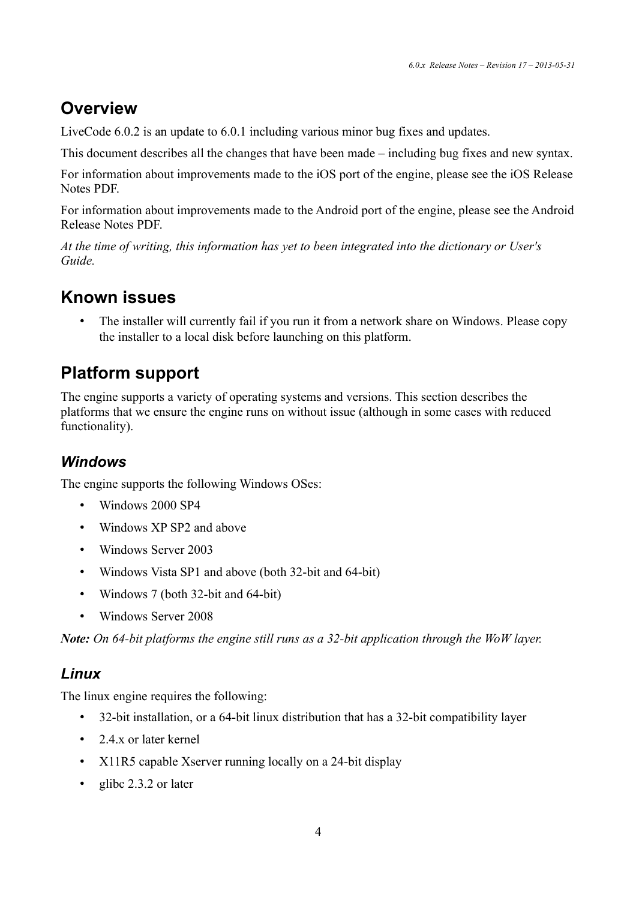## Overview

LiveCode 6.0.2 is an update to 6.0.1 including various minor bug fixes and updates.

This document describes all the changes that have been made – including bug fixes and new syntax.

For information about improvements made to the iOS port of the engine, please see the iOS Release Notes PDF.

For information about improvements made to the Android port of the engine, please see the Android Release Notes PDF.

*At the time of writing, this information has yet to been integrated into the dictionary or User's Guide.*

## Known issues

- The installer will currently fail if you run it from a network share on Windows. Please copy the installer to a local disk before launching on this platform.

## Platform support

The engine supports a variety of operating systems and versions. This section describes the platforms that we ensure the engine runs on without issue (although in some cases with reduced functionality).

### *Windows*

The engine supports the following Windows OSes:

- Windows 2000 SP4
- Windows XP SP2 and above
- Windows Server 2003
- Windows Vista SP1 and above (both 32-bit and 64-bit)
- Windows 7 (both 32-bit and 64-bit)
- Windows Server 2008

***Note:*** *On 64-bit platforms the engine still runs as a 32-bit application through the WoW layer.*

### *Linux*

The linux engine requires the following:

- 32-bit installation, or a 64-bit linux distribution that has a 32-bit compatibility layer
- 2.4.x or later kernel
- X11R5 capable Xserver running locally on a 24-bit display
- glibc 2.3.2 or later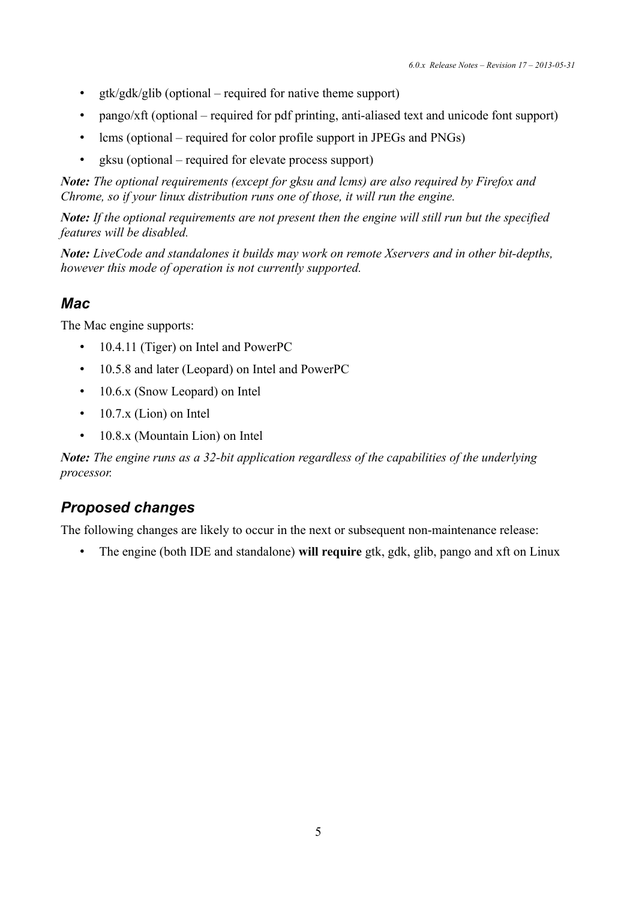- gtk/gdk/glib (optional – required for native theme support)
- pango/xft (optional – required for pdf printing, anti-aliased text and unicode font support)
- lcms (optional – required for color profile support in JPEGs and PNGs)
- gksu (optional – required for elevate process support)

***Note:*** *The optional requirements (except for gksu and lcms) are also required by Firefox and Chrome, so if your linux distribution runs one of those, it will run the engine.*

***Note:*** *If the optional requirements are not present then the engine will still run but the specified features will be disabled.*

***Note:*** *LiveCode and standalones it builds may work on remote Xservers and in other bit-depths, however this mode of operation is not currently supported.*

## *Mac*

The Mac engine supports:

- 10.4.11 (Tiger) on Intel and PowerPC
- 10.5.8 and later (Leopard) on Intel and PowerPC
- 10.6.x (Snow Leopard) on Intel
- 10.7.x (Lion) on Intel
- 10.8.x (Mountain Lion) on Intel

***Note:*** *The engine runs as a 32-bit application regardless of the capabilities of the underlying processor.*

## *Proposed changes*

The following changes are likely to occur in the next or subsequent non-maintenance release:

- The engine (both IDE and standalone) **will require** gtk, gdk, glib, pango and xft on Linux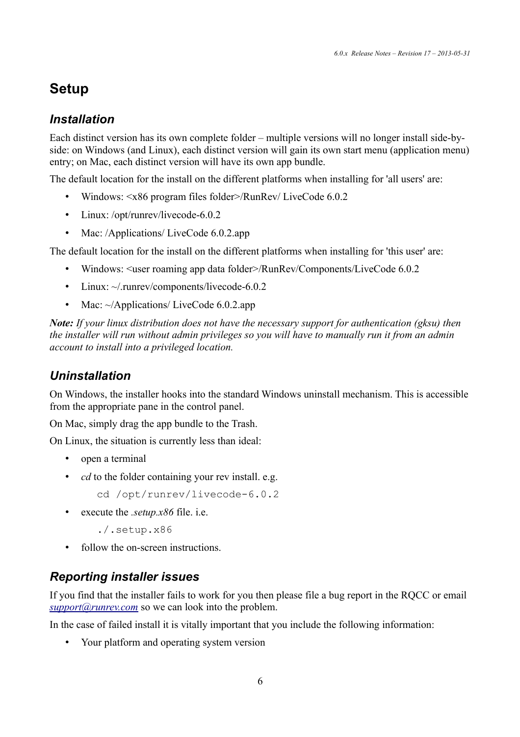# Setup

## Installation

Each distinct version has its own complete folder – multiple versions will no longer install side-by-side: on Windows (and Linux), each distinct version will gain its own start menu (application menu) entry; on Mac, each distinct version will have its own app bundle.

The default location for the install on the different platforms when installing for 'all users' are:

- Windows: <x86 program files folder>/RunRev/ LiveCode 6.0.2
- Linux: /opt/runrev/livecode-6.0.2
- Mac: /Applications/ LiveCode 6.0.2.app

The default location for the install on the different platforms when installing for 'this user' are:

- Windows: <user roaming app data folder>/RunRev/Components/LiveCode 6.0.2
- Linux: ~/.runrev/components/livecode-6.0.2
- Mac: ~/Applications/ LiveCode 6.0.2.app

***Note:*** *If your linux distribution does not have the necessary support for authentication (gksu) then the installer will run without admin privileges so you will have to manually run it from an admin account to install into a privileged location.*

## Uninstallation

On Windows, the installer hooks into the standard Windows uninstall mechanism. This is accessible from the appropriate pane in the control panel.

On Mac, simply drag the app bundle to the Trash.

On Linux, the situation is currently less than ideal:

- open a terminal
- *cd* to the folder containing your rev install. e.g.

  ```
  cd /opt/runrev/livecode-6.0.2
  ```

- execute the *.setup.x86* file. i.e.

  ```
  ./.setup.x86
  ```

- follow the on-screen instructions.

## Reporting installer issues

If you find that the installer fails to work for you then please file a bug report in the RQCC or email [support@runrev.com](mailto:support@runrev.com) so we can look into the problem.

In the case of failed install it is vitally important that you include the following information:

- Your platform and operating system version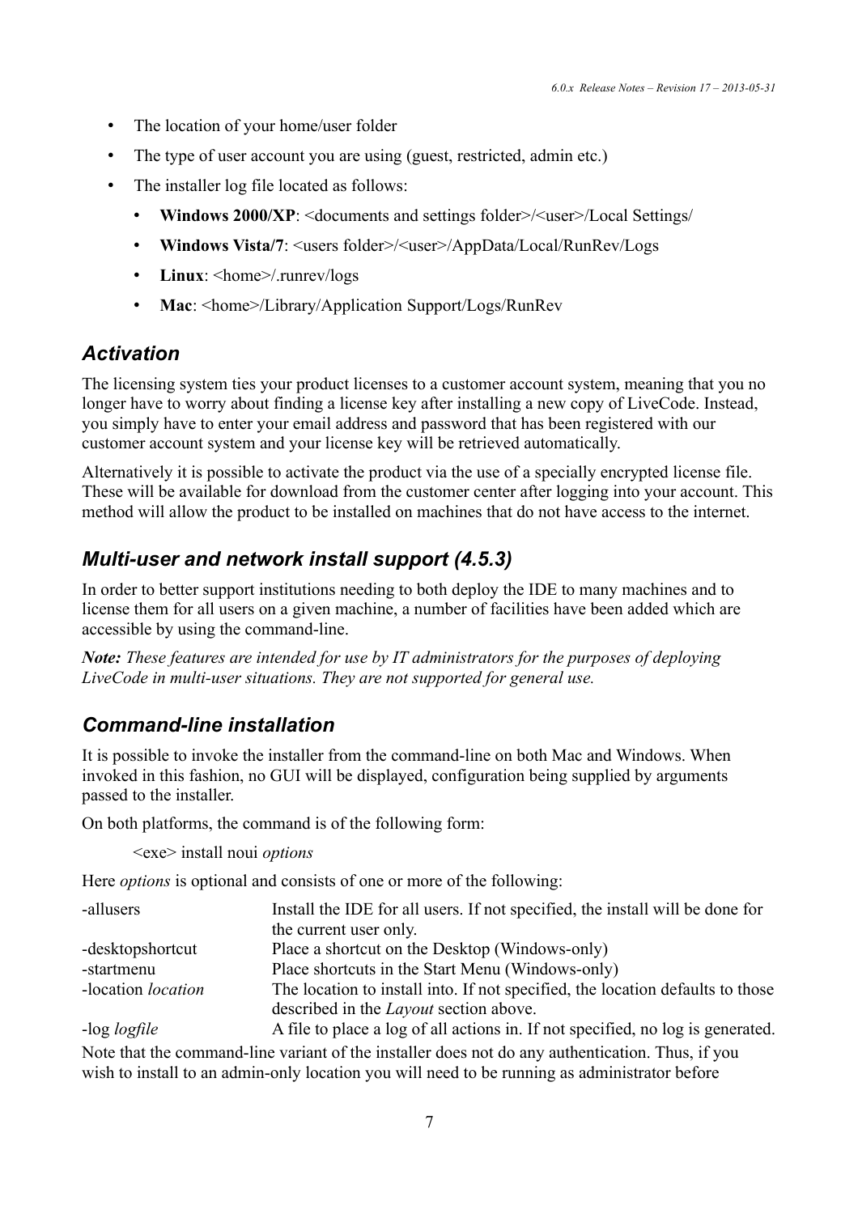- The location of your home/user folder
- The type of user account you are using (guest, restricted, admin etc.)
- The installer log file located as follows:
  - **Windows 2000/XP**: <documents and settings folder>/<user>/Local Settings/
  - **Windows Vista/7**: <users folder>/<user>/AppData/Local/RunRev/Logs
  - **Linux**: <home>/.runrev/logs
  - **Mac**: <home>/Library/Application Support/Logs/RunRev

## *Activation*

The licensing system ties your product licenses to a customer account system, meaning that you no longer have to worry about finding a license key after installing a new copy of LiveCode. Instead, you simply have to enter your email address and password that has been registered with our customer account system and your license key will be retrieved automatically.

Alternatively it is possible to activate the product via the use of a specially encrypted license file. These will be available for download from the customer center after logging into your account. This method will allow the product to be installed on machines that do not have access to the internet.

## *Multi-user and network install support (4.5.3)*

In order to better support institutions needing to both deploy the IDE to many machines and to license them for all users on a given machine, a number of facilities have been added which are accessible by using the command-line.

***Note:*** *These features are intended for use by IT administrators for the purposes of deploying LiveCode in multi-user situations. They are not supported for general use.*

## *Command-line installation*

It is possible to invoke the installer from the command-line on both Mac and Windows. When invoked in this fashion, no GUI will be displayed, configuration being supplied by arguments passed to the installer.

On both platforms, the command is of the following form:

<exe> install noui *options*

Here *options* is optional and consists of one or more of the following:

| | |
|---|---|
| -allusers | Install the IDE for all users. If not specified, the install will be done for the current user only. |
| -desktopshortcut | Place a shortcut on the Desktop (Windows-only) |
| -startmenu | Place shortcuts in the Start Menu (Windows-only) |
| -location *location* | The location to install into. If not specified, the location defaults to those described in the *Layout* section above. |
| -log *logfile* | A file to place a log of all actions in. If not specified, no log is generated. |

Note that the command-line variant of the installer does not do any authentication. Thus, if you wish to install to an admin-only location you will need to be running as administrator before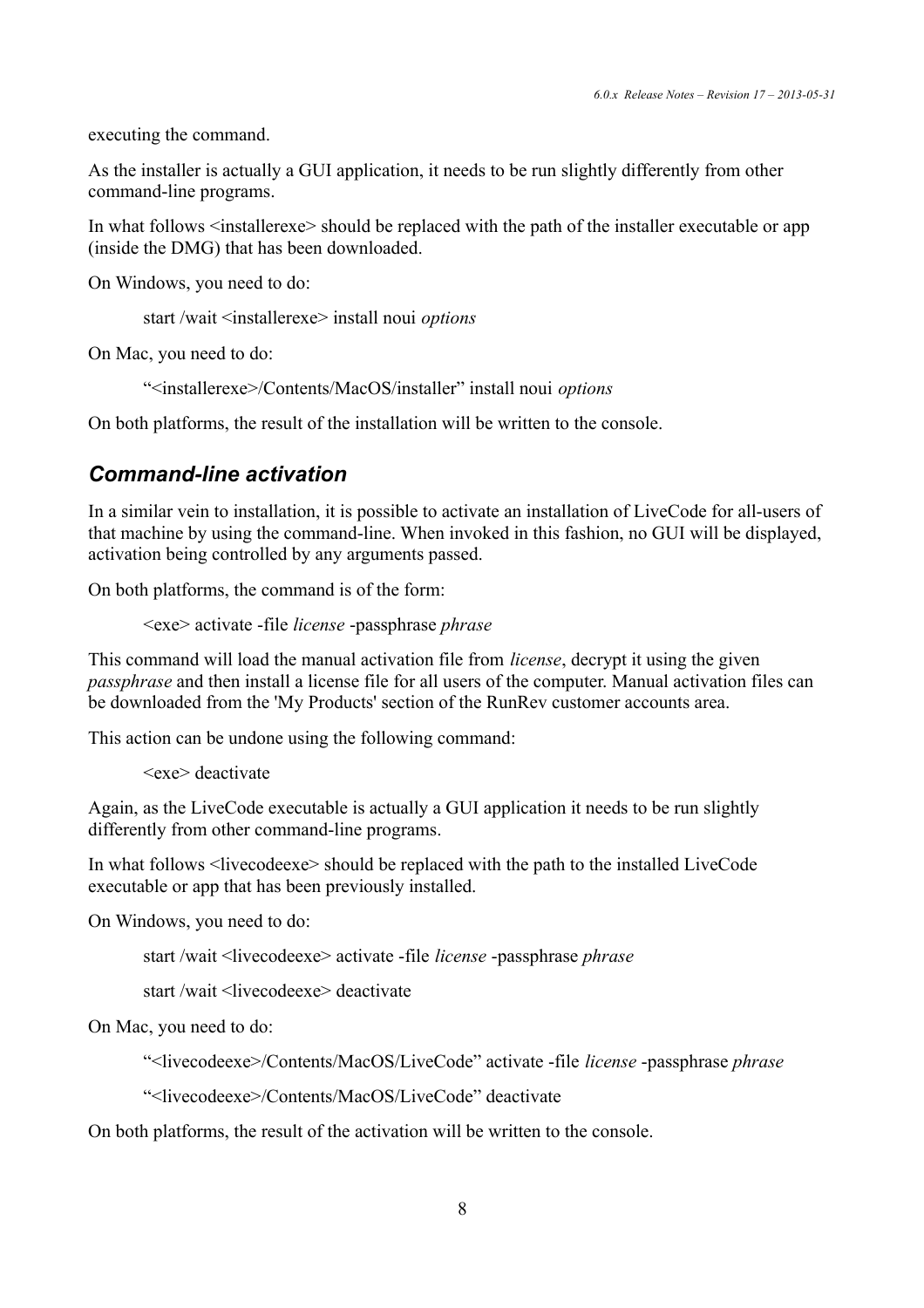executing the command.

As the installer is actually a GUI application, it needs to be run slightly differently from other command-line programs.

In what follows <installerexe> should be replaced with the path of the installer executable or app (inside the DMG) that has been downloaded.

On Windows, you need to do:

> start /wait <installerexe> install noui *options*

On Mac, you need to do:

> "<installerexe>/Contents/MacOS/installer" install noui *options*

On both platforms, the result of the installation will be written to the console.

## *Command-line activation*

In a similar vein to installation, it is possible to activate an installation of LiveCode for all-users of that machine by using the command-line. When invoked in this fashion, no GUI will be displayed, activation being controlled by any arguments passed.

On both platforms, the command is of the form:

> <exe> activate -file *license* -passphrase *phrase*

This command will load the manual activation file from *license*, decrypt it using the given *passphrase* and then install a license file for all users of the computer. Manual activation files can be downloaded from the 'My Products' section of the RunRev customer accounts area.

This action can be undone using the following command:

> <exe> deactivate

Again, as the LiveCode executable is actually a GUI application it needs to be run slightly differently from other command-line programs.

In what follows <livecodeexe> should be replaced with the path to the installed LiveCode executable or app that has been previously installed.

On Windows, you need to do:

> start /wait <livecodeexe> activate -file *license* -passphrase *phrase*
>
> start /wait <livecodeexe> deactivate

On Mac, you need to do:

> "<livecodeexe>/Contents/MacOS/LiveCode" activate -file *license* -passphrase *phrase*
>
> "<livecodeexe>/Contents/MacOS/LiveCode" deactivate

On both platforms, the result of the activation will be written to the console.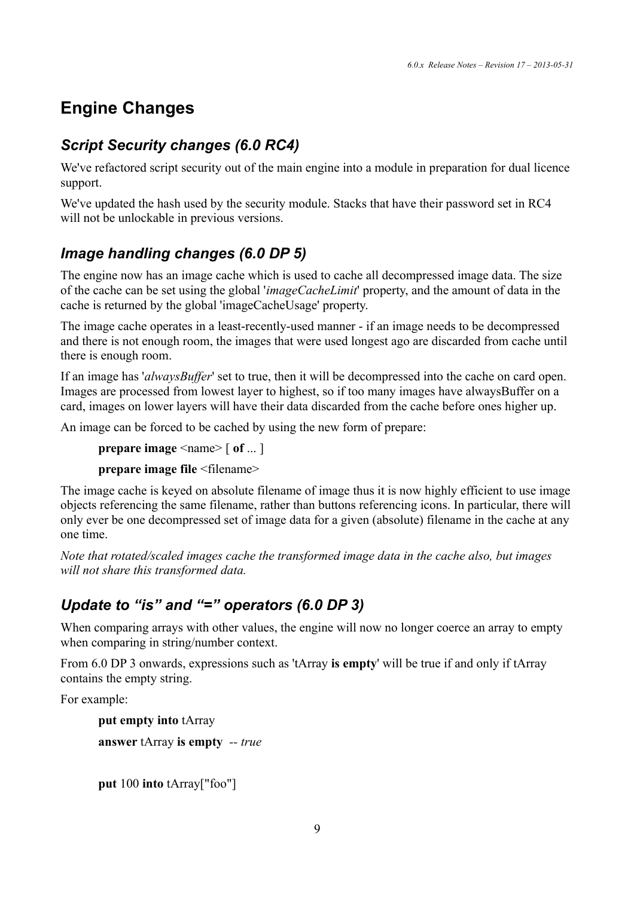# Engine Changes

## *Script Security changes (6.0 RC4)*

We've refactored script security out of the main engine into a module in preparation for dual licence support.

We've updated the hash used by the security module. Stacks that have their password set in RC4 will not be unlockable in previous versions.

## *Image handling changes (6.0 DP 5)*

The engine now has an image cache which is used to cache all decompressed image data. The size of the cache can be set using the global '*imageCacheLimit*' property, and the amount of data in the cache is returned by the global 'imageCacheUsage' property.

The image cache operates in a least-recently-used manner - if an image needs to be decompressed and there is not enough room, the images that were used longest ago are discarded from cache until there is enough room.

If an image has '*alwaysBuffer*' set to true, then it will be decompressed into the cache on card open. Images are processed from lowest layer to highest, so if too many images have alwaysBuffer on a card, images on lower layers will have their data discarded from the cache before ones higher up.

An image can be forced to be cached by using the new form of prepare:

> **prepare image** <name> [ **of** ... ]
>
> **prepare image file** <filename>

The image cache is keyed on absolute filename of image thus it is now highly efficient to use image objects referencing the same filename, rather than buttons referencing icons. In particular, there will only ever be one decompressed set of image data for a given (absolute) filename in the cache at any one time.

*Note that rotated/scaled images cache the transformed image data in the cache also, but images will not share this transformed data.*

## *Update to "is" and "=" operators (6.0 DP 3)*

When comparing arrays with other values, the engine will now no longer coerce an array to empty when comparing in string/number context.

From 6.0 DP 3 onwards, expressions such as 'tArray **is empty**' will be true if and only if tArray contains the empty string.

For example:

```
put empty into tArray
answer tArray is empty  -- true

put 100 into tArray["foo"]
```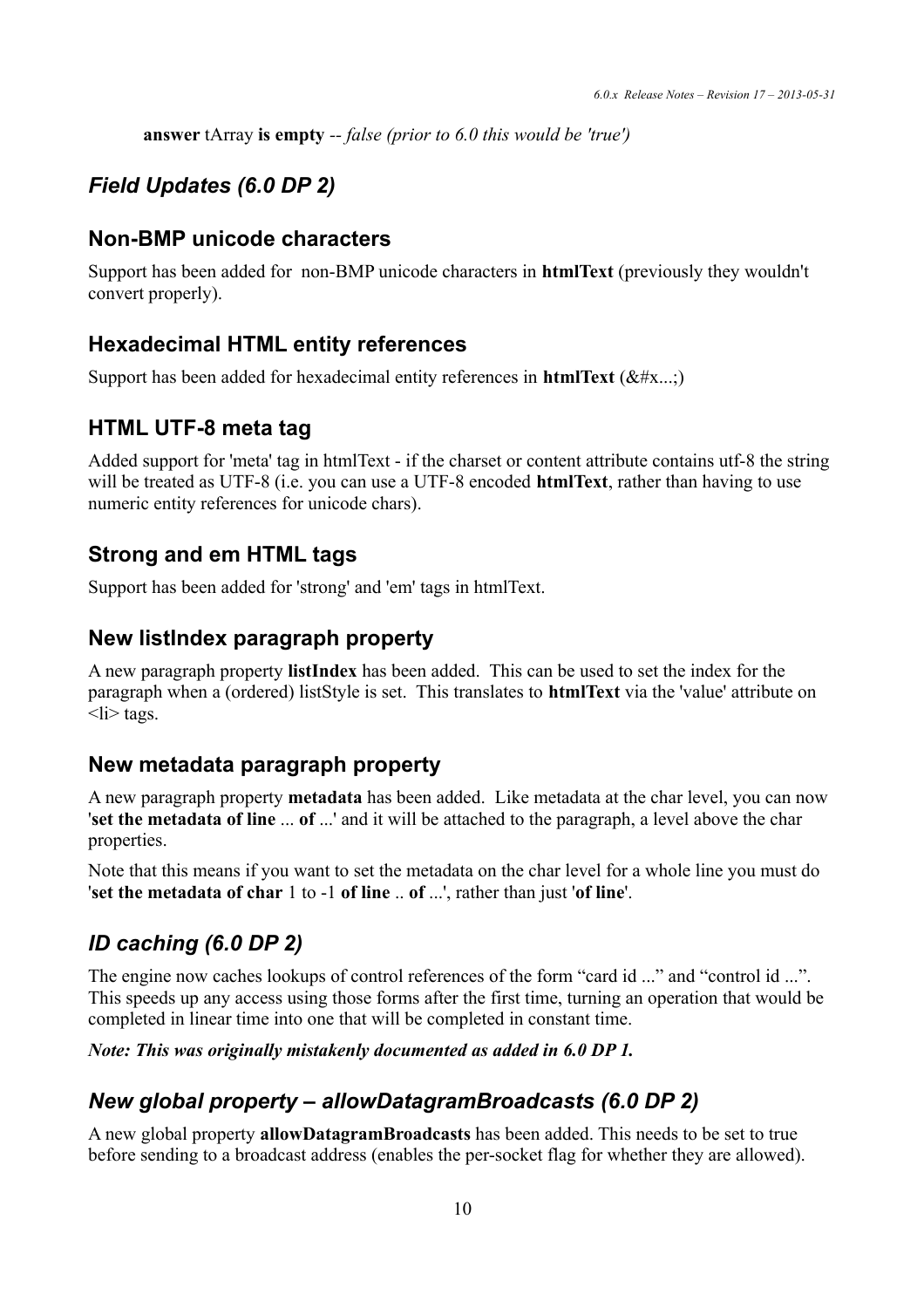**answer** tArray **is empty** *-- false (prior to 6.0 this would be 'true')*

## *Field Updates (6.0 DP 2)*

### Non-BMP unicode characters

Support has been added for non-BMP unicode characters in **htmlText** (previously they wouldn't convert properly).

### Hexadecimal HTML entity references

Support has been added for hexadecimal entity references in **htmlText** (&#x...;)

### HTML UTF-8 meta tag

Added support for 'meta' tag in htmlText - if the charset or content attribute contains utf-8 the string will be treated as UTF-8 (i.e. you can use a UTF-8 encoded **htmlText**, rather than having to use numeric entity references for unicode chars).

### Strong and em HTML tags

Support has been added for 'strong' and 'em' tags in htmlText.

### New listIndex paragraph property

A new paragraph property **listIndex** has been added. This can be used to set the index for the paragraph when a (ordered) listStyle is set. This translates to **htmlText** via the 'value' attribute on <li> tags.

### New metadata paragraph property

A new paragraph property **metadata** has been added. Like metadata at the char level, you can now '**set the metadata of line** ... **of** ...' and it will be attached to the paragraph, a level above the char properties.

Note that this means if you want to set the metadata on the char level for a whole line you must do '**set the metadata of char** 1 to -1 **of line** .. **of** ...', rather than just '**of line**'.

## *ID caching (6.0 DP 2)*

The engine now caches lookups of control references of the form "card id ..." and "control id ...". This speeds up any access using those forms after the first time, turning an operation that would be completed in linear time into one that will be completed in constant time.

***Note: This was originally mistakenly documented as added in 6.0 DP 1.***

## *New global property – allowDatagramBroadcasts (6.0 DP 2)*

A new global property **allowDatagramBroadcasts** has been added. This needs to be set to true before sending to a broadcast address (enables the per-socket flag for whether they are allowed).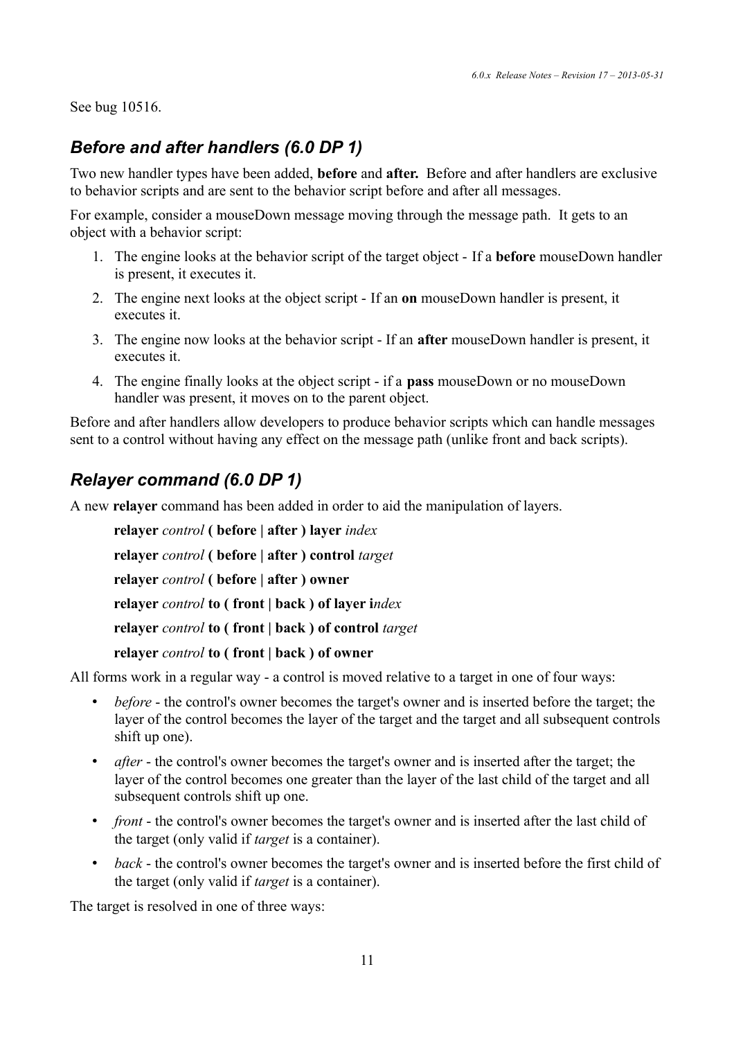See bug 10516.

## *Before and after handlers (6.0 DP 1)*

Two new handler types have been added, **before** and **after.** Before and after handlers are exclusive to behavior scripts and are sent to the behavior script before and after all messages.

For example, consider a mouseDown message moving through the message path. It gets to an object with a behavior script:

1. The engine looks at the behavior script of the target object - If a **before** mouseDown handler is present, it executes it.
2. The engine next looks at the object script - If an **on** mouseDown handler is present, it executes it.
3. The engine now looks at the behavior script - If an **after** mouseDown handler is present, it executes it.
4. The engine finally looks at the object script - if a **pass** mouseDown or no mouseDown handler was present, it moves on to the parent object.

Before and after handlers allow developers to produce behavior scripts which can handle messages sent to a control without having any effect on the message path (unlike front and back scripts).

## *Relayer command (6.0 DP 1)*

A new **relayer** command has been added in order to aid the manipulation of layers.

> **relayer** *control* **( before | after ) layer** *index*
>
> **relayer** *control* **( before | after ) control** *target*
>
> **relayer** *control* **( before | after ) owner**
>
> **relayer** *control* **to ( front | back ) of layer i***ndex*
>
> **relayer** *control* **to ( front | back ) of control** *target*
>
> **relayer** *control* **to ( front | back ) of owner**

All forms work in a regular way - a control is moved relative to a target in one of four ways:

- *before* - the control's owner becomes the target's owner and is inserted before the target; the layer of the control becomes the layer of the target and the target and all subsequent controls shift up one).
- *after* - the control's owner becomes the target's owner and is inserted after the target; the layer of the control becomes one greater than the layer of the last child of the target and all subsequent controls shift up one.
- *front* - the control's owner becomes the target's owner and is inserted after the last child of the target (only valid if *target* is a container).
- *back* - the control's owner becomes the target's owner and is inserted before the first child of the target (only valid if *target* is a container).

The target is resolved in one of three ways: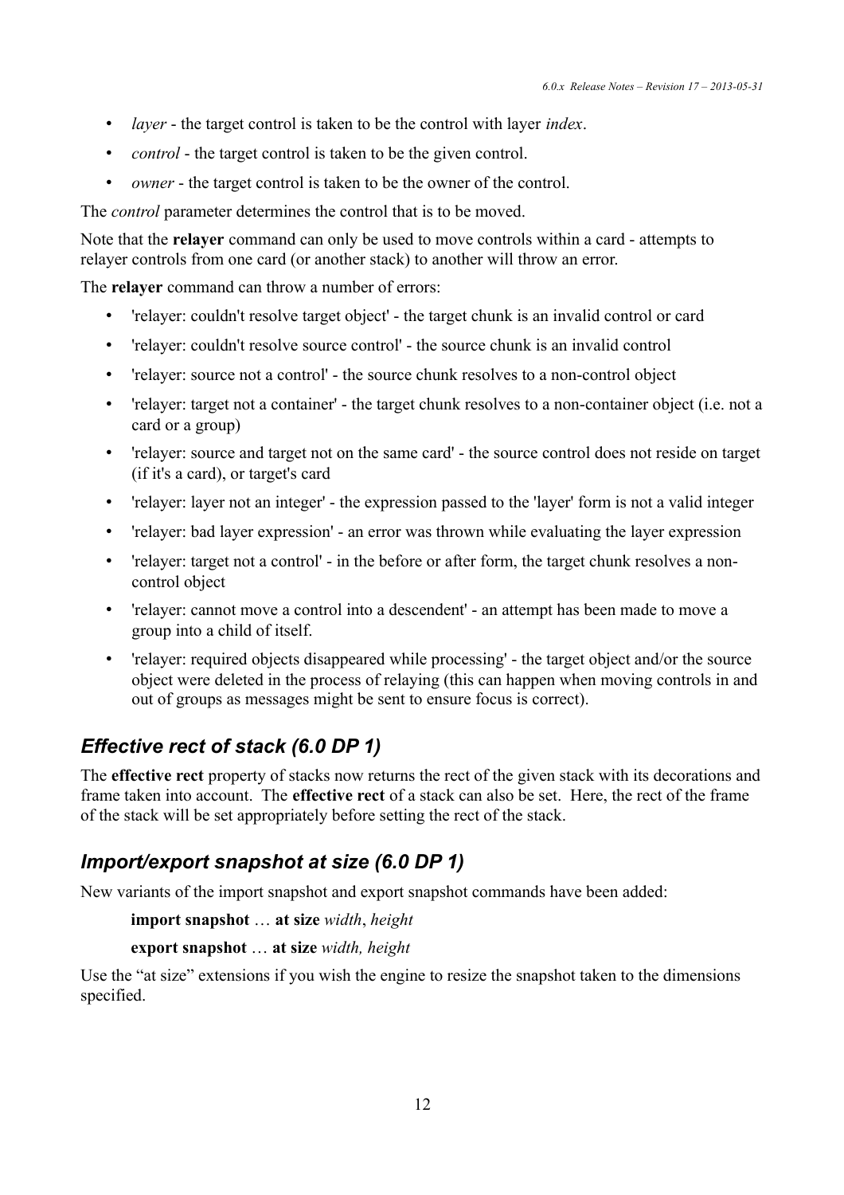- *layer* - the target control is taken to be the control with layer *index*.
- *control* - the target control is taken to be the given control.
- *owner* - the target control is taken to be the owner of the control.

The *control* parameter determines the control that is to be moved.

Note that the **relayer** command can only be used to move controls within a card - attempts to relayer controls from one card (or another stack) to another will throw an error.

The **relayer** command can throw a number of errors:

- 'relayer: couldn't resolve target object' - the target chunk is an invalid control or card
- 'relayer: couldn't resolve source control' - the source chunk is an invalid control
- 'relayer: source not a control' - the source chunk resolves to a non-control object
- 'relayer: target not a container' - the target chunk resolves to a non-container object (i.e. not a card or a group)
- 'relayer: source and target not on the same card' - the source control does not reside on target (if it's a card), or target's card
- 'relayer: layer not an integer' - the expression passed to the 'layer' form is not a valid integer
- 'relayer: bad layer expression' - an error was thrown while evaluating the layer expression
- 'relayer: target not a control' - in the before or after form, the target chunk resolves a non-control object
- 'relayer: cannot move a control into a descendent' - an attempt has been made to move a group into a child of itself.
- 'relayer: required objects disappeared while processing' - the target object and/or the source object were deleted in the process of relaying (this can happen when moving controls in and out of groups as messages might be sent to ensure focus is correct).

## *Effective rect of stack (6.0 DP 1)*

The **effective rect** property of stacks now returns the rect of the given stack with its decorations and frame taken into account. The **effective rect** of a stack can also be set. Here, the rect of the frame of the stack will be set appropriately before setting the rect of the stack.

## *Import/export snapshot at size (6.0 DP 1)*

New variants of the import snapshot and export snapshot commands have been added:

**import snapshot** … **at size** *width*, *height*

**export snapshot** … **at size** *width, height*

Use the "at size" extensions if you wish the engine to resize the snapshot taken to the dimensions specified.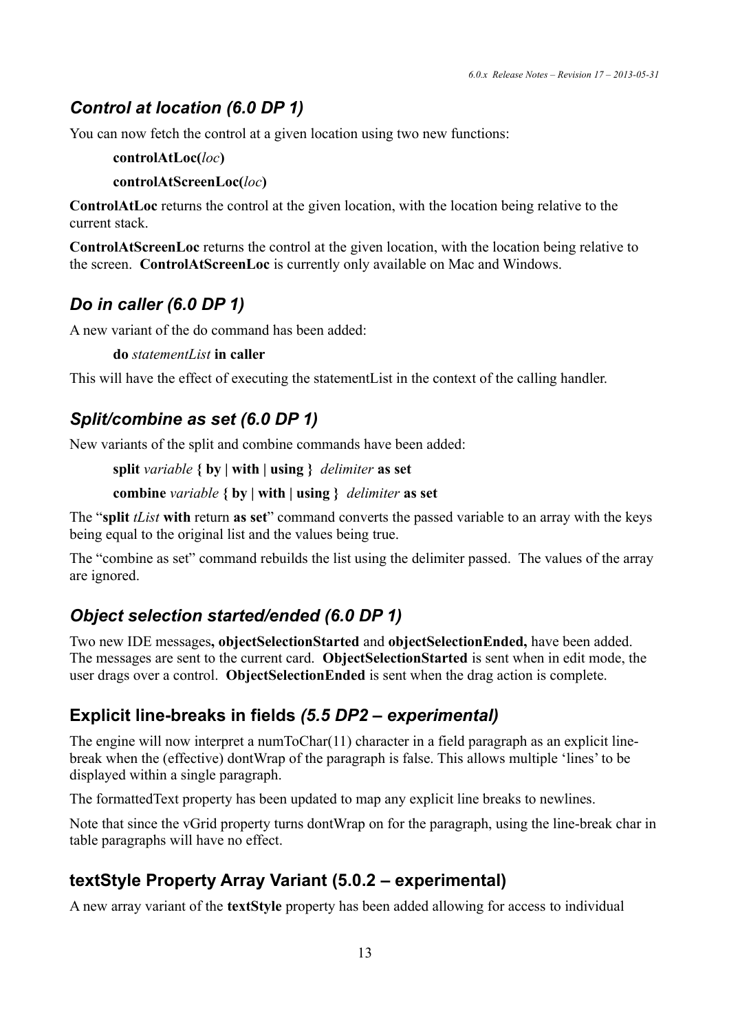### *Control at location (6.0 DP 1)*

You can now fetch the control at a given location using two new functions:

**controlAtLoc(***loc***)**

**controlAtScreenLoc(***loc***)**

**ControlAtLoc** returns the control at the given location, with the location being relative to the current stack.

**ControlAtScreenLoc** returns the control at the given location, with the location being relative to the screen. **ControlAtScreenLoc** is currently only available on Mac and Windows.

### *Do in caller (6.0 DP 1)*

A new variant of the do command has been added:

**do** *statementList* **in caller**

This will have the effect of executing the statementList in the context of the calling handler.

### *Split/combine as set (6.0 DP 1)*

New variants of the split and combine commands have been added:

**split** *variable* **{ by | with | using }** *delimiter* **as set**

**combine** *variable* **{ by | with | using }** *delimiter* **as set**

The "**split** *tList* **with** return **as set**" command converts the passed variable to an array with the keys being equal to the original list and the values being true.

The "combine as set" command rebuilds the list using the delimiter passed. The values of the array are ignored.

### *Object selection started/ended (6.0 DP 1)*

Two new IDE messages**, objectSelectionStarted** and **objectSelectionEnded,** have been added. The messages are sent to the current card. **ObjectSelectionStarted** is sent when in edit mode, the user drags over a control. **ObjectSelectionEnded** is sent when the drag action is complete.

### Explicit line-breaks in fields *(5.5 DP2 – experimental)*

The engine will now interpret a numToChar(11) character in a field paragraph as an explicit line-break when the (effective) dontWrap of the paragraph is false. This allows multiple 'lines' to be displayed within a single paragraph.

The formattedText property has been updated to map any explicit line breaks to newlines.

Note that since the vGrid property turns dontWrap on for the paragraph, using the line-break char in table paragraphs will have no effect.

### textStyle Property Array Variant (5.0.2 – experimental)

A new array variant of the **textStyle** property has been added allowing for access to individual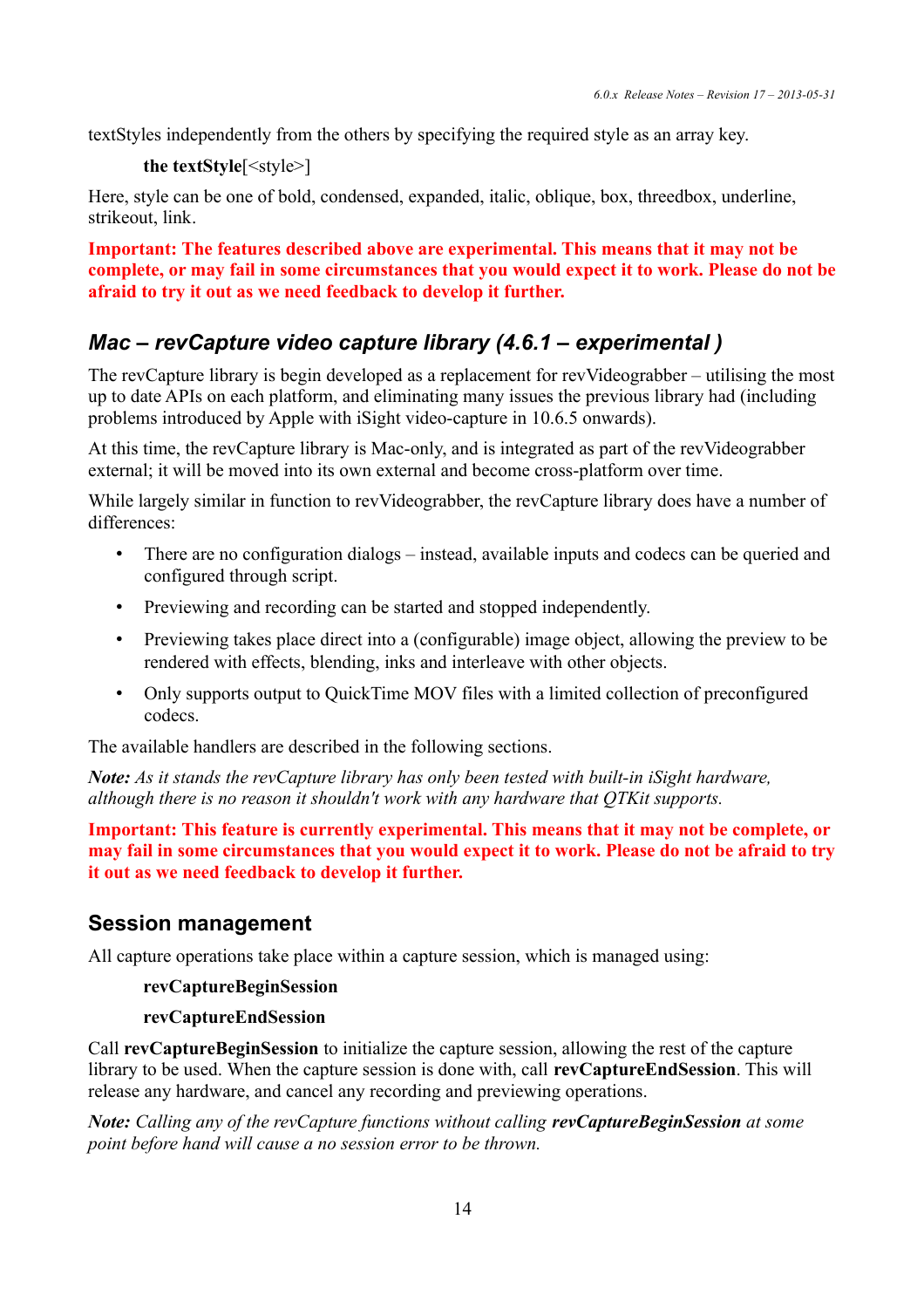textStyles independently from the others by specifying the required style as an array key.

**the textStyle**[<style>]

Here, style can be one of bold, condensed, expanded, italic, oblique, box, threedbox, underline, strikeout, link.

**Important: The features described above are experimental. This means that it may not be complete, or may fail in some circumstances that you would expect it to work. Please do not be afraid to try it out as we need feedback to develop it further.**

## *Mac – revCapture video capture library (4.6.1 – experimental )*

The revCapture library is begin developed as a replacement for revVideograbber – utilising the most up to date APIs on each platform, and eliminating many issues the previous library had (including problems introduced by Apple with iSight video-capture in 10.6.5 onwards).

At this time, the revCapture library is Mac-only, and is integrated as part of the revVideograbber external; it will be moved into its own external and become cross-platform over time.

While largely similar in function to revVideograbber, the revCapture library does have a number of differences:

- There are no configuration dialogs – instead, available inputs and codecs can be queried and configured through script.
- Previewing and recording can be started and stopped independently.
- Previewing takes place direct into a (configurable) image object, allowing the preview to be rendered with effects, blending, inks and interleave with other objects.
- Only supports output to QuickTime MOV files with a limited collection of preconfigured codecs.

The available handlers are described in the following sections.

***Note:*** *As it stands the revCapture library has only been tested with built-in iSight hardware, although there is no reason it shouldn't work with any hardware that QTKit supports.*

**Important: This feature is currently experimental. This means that it may not be complete, or may fail in some circumstances that you would expect it to work. Please do not be afraid to try it out as we need feedback to develop it further.**

### Session management

All capture operations take place within a capture session, which is managed using:

**revCaptureBeginSession**

**revCaptureEndSession**

Call **revCaptureBeginSession** to initialize the capture session, allowing the rest of the capture library to be used. When the capture session is done with, call **revCaptureEndSession**. This will release any hardware, and cancel any recording and previewing operations.

***Note:*** *Calling any of the revCapture functions without calling **revCaptureBeginSession** at some point before hand will cause a no session error to be thrown.*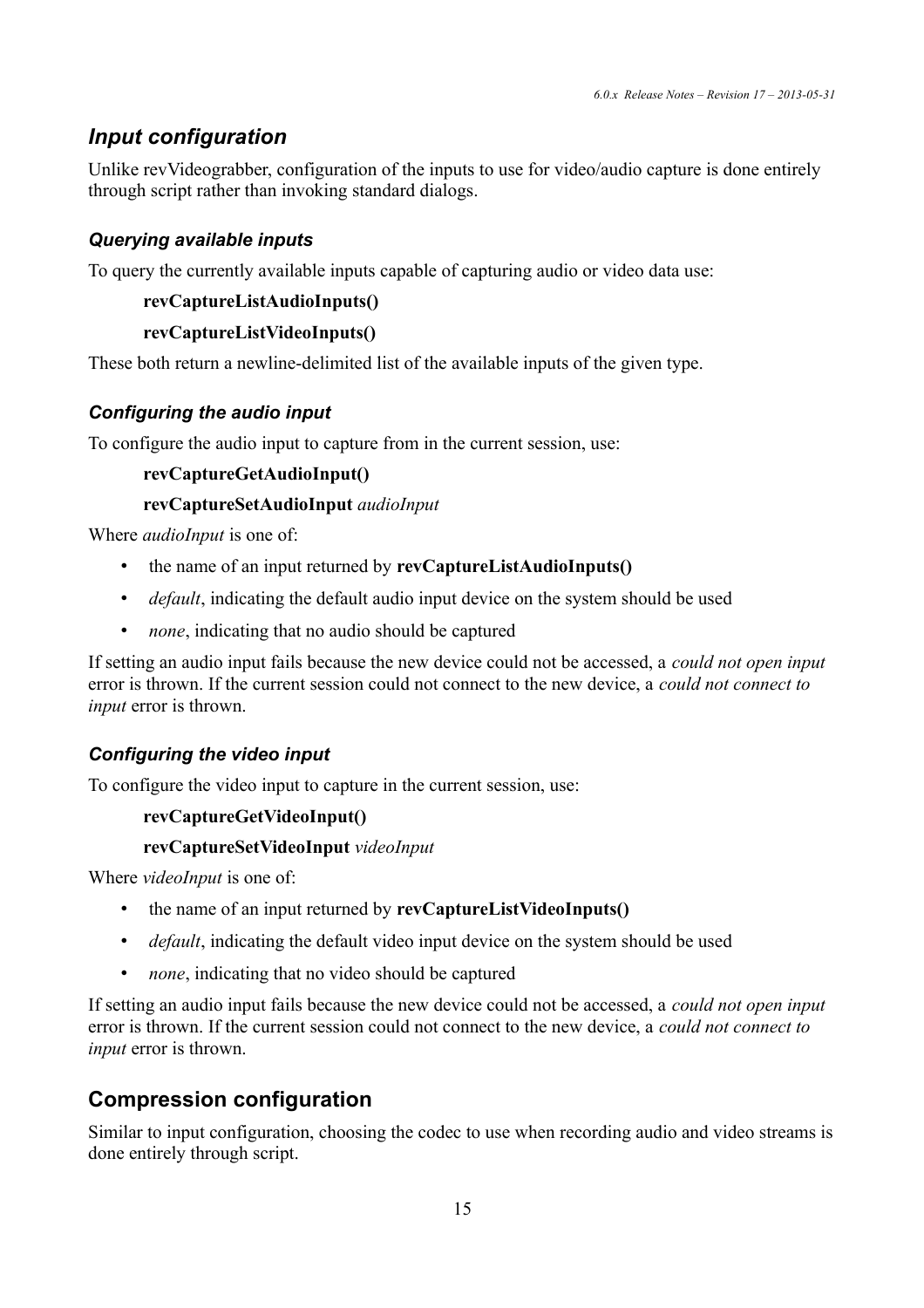## *Input configuration*

Unlike revVideograbber, configuration of the inputs to use for video/audio capture is done entirely through script rather than invoking standard dialogs.

### *Querying available inputs*

To query the currently available inputs capable of capturing audio or video data use:

**revCaptureListAudioInputs()**

**revCaptureListVideoInputs()**

These both return a newline-delimited list of the available inputs of the given type.

### *Configuring the audio input*

To configure the audio input to capture from in the current session, use:

**revCaptureGetAudioInput()**

**revCaptureSetAudioInput** *audioInput*

Where *audioInput* is one of:

- the name of an input returned by **revCaptureListAudioInputs()**
- *default*, indicating the default audio input device on the system should be used
- *none*, indicating that no audio should be captured

If setting an audio input fails because the new device could not be accessed, a *could not open input* error is thrown. If the current session could not connect to the new device, a *could not connect to input* error is thrown.

### *Configuring the video input*

To configure the video input to capture in the current session, use:

**revCaptureGetVideoInput()**

**revCaptureSetVideoInput** *videoInput*

Where *videoInput* is one of:

- the name of an input returned by **revCaptureListVideoInputs()**
- *default*, indicating the default video input device on the system should be used
- *none*, indicating that no video should be captured

If setting an audio input fails because the new device could not be accessed, a *could not open input* error is thrown. If the current session could not connect to the new device, a *could not connect to input* error is thrown.

## Compression configuration

Similar to input configuration, choosing the codec to use when recording audio and video streams is done entirely through script.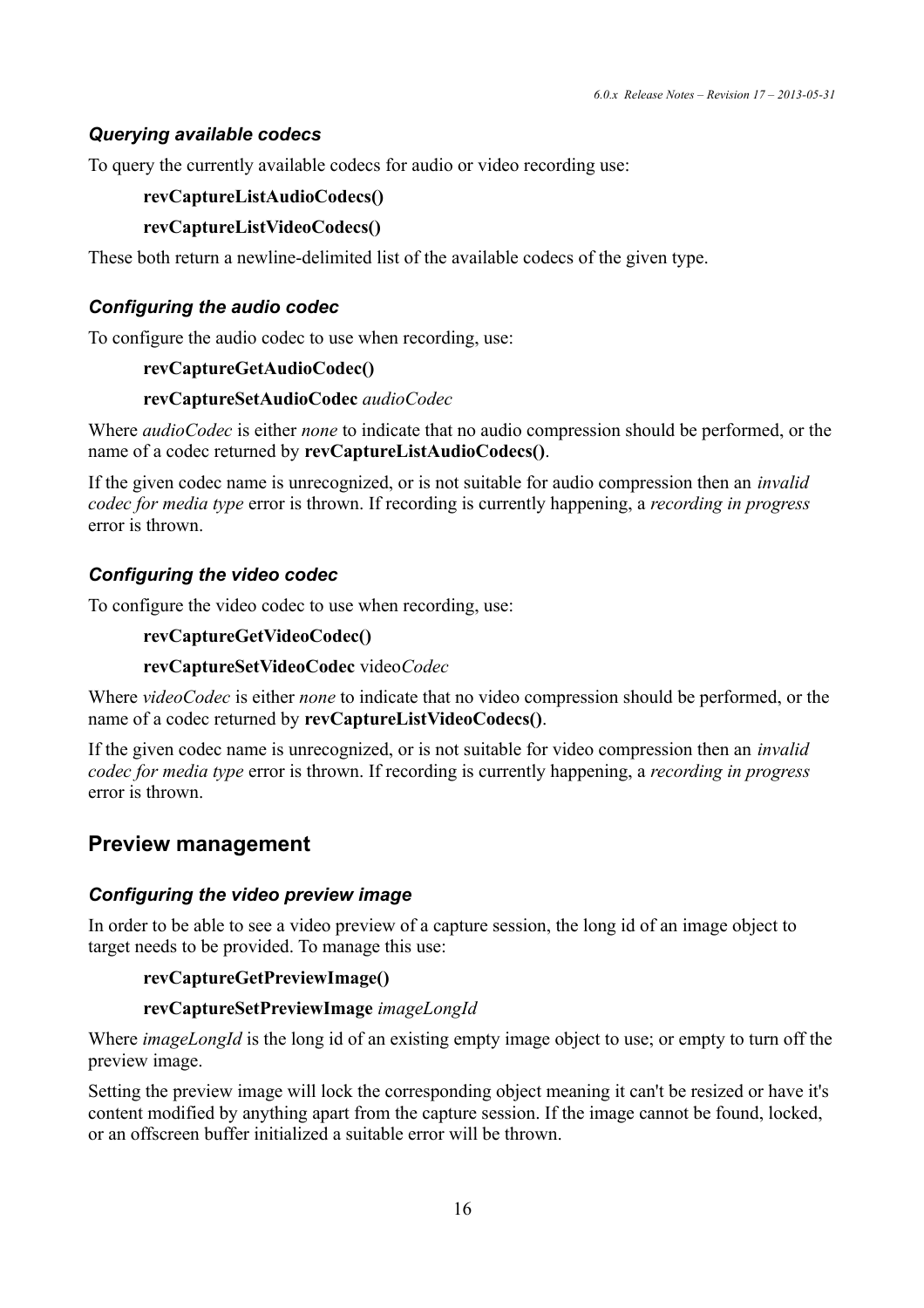### *Querying available codecs*

To query the currently available codecs for audio or video recording use:

**revCaptureListAudioCodecs()**

**revCaptureListVideoCodecs()**

These both return a newline-delimited list of the available codecs of the given type.

### *Configuring the audio codec*

To configure the audio codec to use when recording, use:

**revCaptureGetAudioCodec()**

**revCaptureSetAudioCodec** *audioCodec*

Where *audioCodec* is either *none* to indicate that no audio compression should be performed, or the name of a codec returned by **revCaptureListAudioCodecs()**.

If the given codec name is unrecognized, or is not suitable for audio compression then an *invalid codec for media type* error is thrown. If recording is currently happening, a *recording in progress* error is thrown.

### *Configuring the video codec*

To configure the video codec to use when recording, use:

**revCaptureGetVideoCodec()**

**revCaptureSetVideoCodec** video*Codec*

Where *videoCodec* is either *none* to indicate that no video compression should be performed, or the name of a codec returned by **revCaptureListVideoCodecs()**.

If the given codec name is unrecognized, or is not suitable for video compression then an *invalid codec for media type* error is thrown. If recording is currently happening, a *recording in progress* error is thrown.

## Preview management

### *Configuring the video preview image*

In order to be able to see a video preview of a capture session, the long id of an image object to target needs to be provided. To manage this use:

**revCaptureGetPreviewImage()**

**revCaptureSetPreviewImage** *imageLongId*

Where *imageLongId* is the long id of an existing empty image object to use; or empty to turn off the preview image.

Setting the preview image will lock the corresponding object meaning it can't be resized or have it's content modified by anything apart from the capture session. If the image cannot be found, locked, or an offscreen buffer initialized a suitable error will be thrown.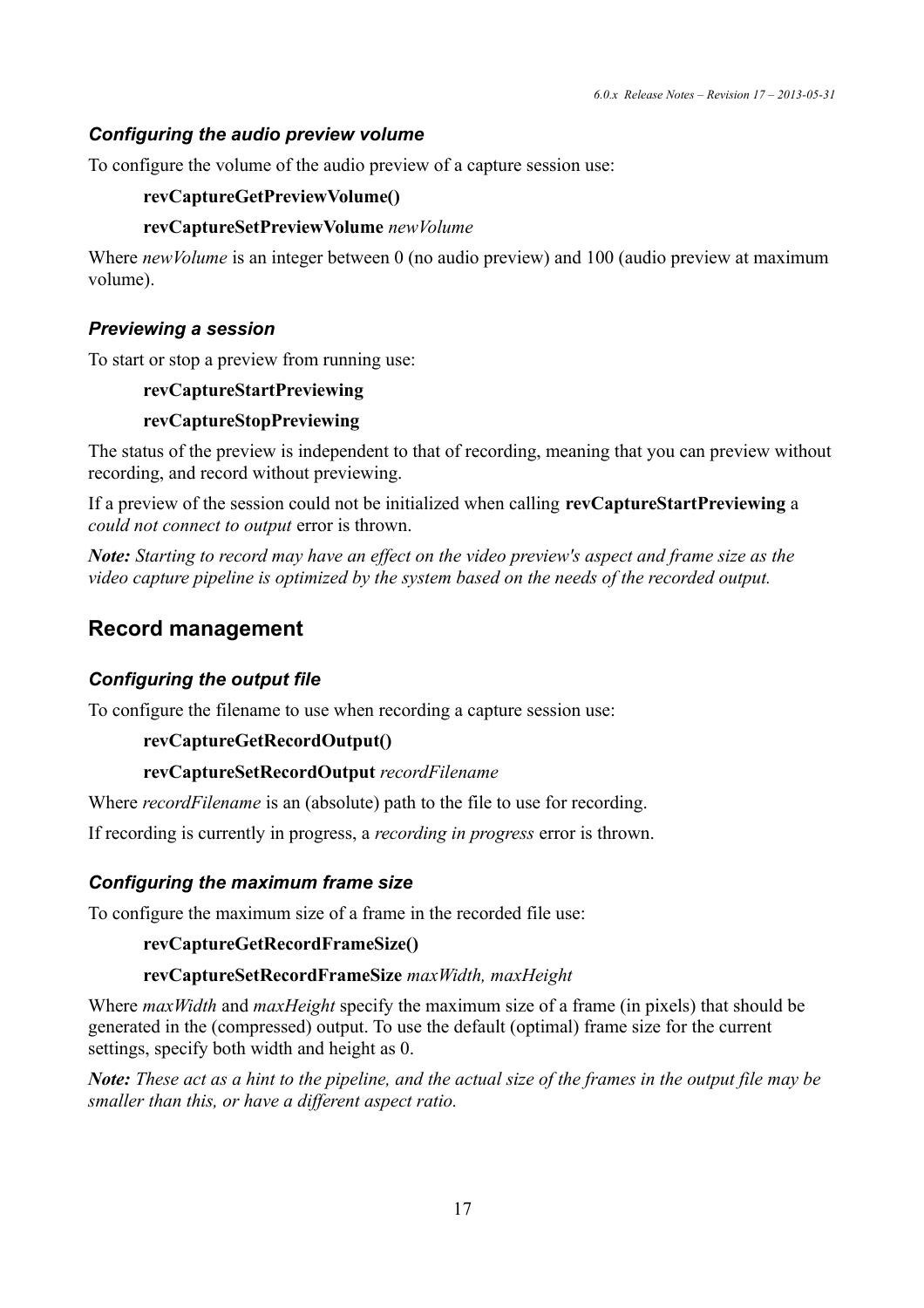### *Configuring the audio preview volume*

To configure the volume of the audio preview of a capture session use:

**revCaptureGetPreviewVolume()**

**revCaptureSetPreviewVolume** *newVolume*

Where *newVolume* is an integer between 0 (no audio preview) and 100 (audio preview at maximum volume).

### *Previewing a session*

To start or stop a preview from running use:

**revCaptureStartPreviewing**

**revCaptureStopPreviewing**

The status of the preview is independent to that of recording, meaning that you can preview without recording, and record without previewing.

If a preview of the session could not be initialized when calling **revCaptureStartPreviewing** a *could not connect to output* error is thrown.

***Note:*** *Starting to record may have an effect on the video preview's aspect and frame size as the video capture pipeline is optimized by the system based on the needs of the recorded output.*

## Record management

### *Configuring the output file*

To configure the filename to use when recording a capture session use:

**revCaptureGetRecordOutput()**

**revCaptureSetRecordOutput** *recordFilename*

Where *recordFilename* is an (absolute) path to the file to use for recording.

If recording is currently in progress, a *recording in progress* error is thrown.

### *Configuring the maximum frame size*

To configure the maximum size of a frame in the recorded file use:

**revCaptureGetRecordFrameSize()**

**revCaptureSetRecordFrameSize** *maxWidth, maxHeight*

Where *maxWidth* and *maxHeight* specify the maximum size of a frame (in pixels) that should be generated in the (compressed) output. To use the default (optimal) frame size for the current settings, specify both width and height as 0.

***Note:*** *These act as a hint to the pipeline, and the actual size of the frames in the output file may be smaller than this, or have a different aspect ratio.*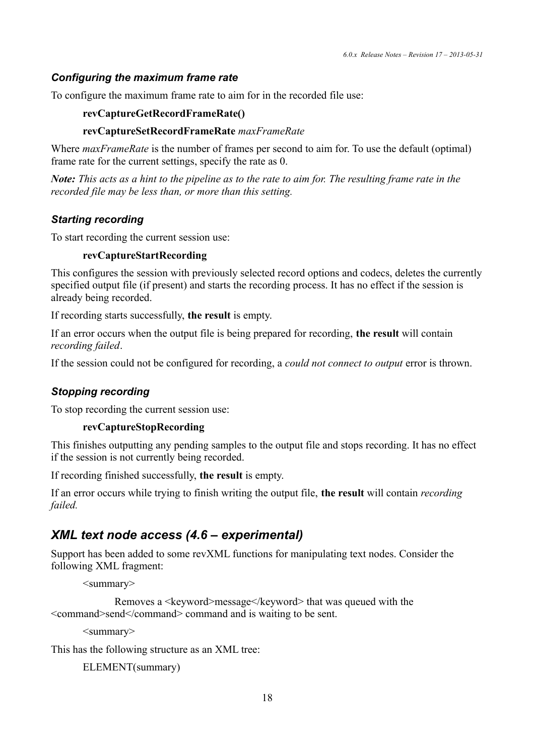### *Configuring the maximum frame rate*

To configure the maximum frame rate to aim for in the recorded file use:

**revCaptureGetRecordFrameRate()**

**revCaptureSetRecordFrameRate** *maxFrameRate*

Where *maxFrameRate* is the number of frames per second to aim for. To use the default (optimal) frame rate for the current settings, specify the rate as 0.

***Note:*** *This acts as a hint to the pipeline as to the rate to aim for. The resulting frame rate in the recorded file may be less than, or more than this setting.*

### *Starting recording*

To start recording the current session use:

**revCaptureStartRecording**

This configures the session with previously selected record options and codecs, deletes the currently specified output file (if present) and starts the recording process. It has no effect if the session is already being recorded.

If recording starts successfully, **the result** is empty.

If an error occurs when the output file is being prepared for recording, **the result** will contain *recording failed*.

If the session could not be configured for recording, a *could not connect to output* error is thrown.

### *Stopping recording*

To stop recording the current session use:

**revCaptureStopRecording**

This finishes outputting any pending samples to the output file and stops recording. It has no effect if the session is not currently being recorded.

If recording finished successfully, **the result** is empty.

If an error occurs while trying to finish writing the output file, **the result** will contain *recording failed.*

## *XML text node access (4.6 – experimental)*

Support has been added to some revXML functions for manipulating text nodes. Consider the following XML fragment:

```
<summary>
        Removes a <keyword>message</keyword> that was queued with the <command>send</command> command and is waiting to be sent.
<summary>
```

This has the following structure as an XML tree:

```
ELEMENT(summary)
```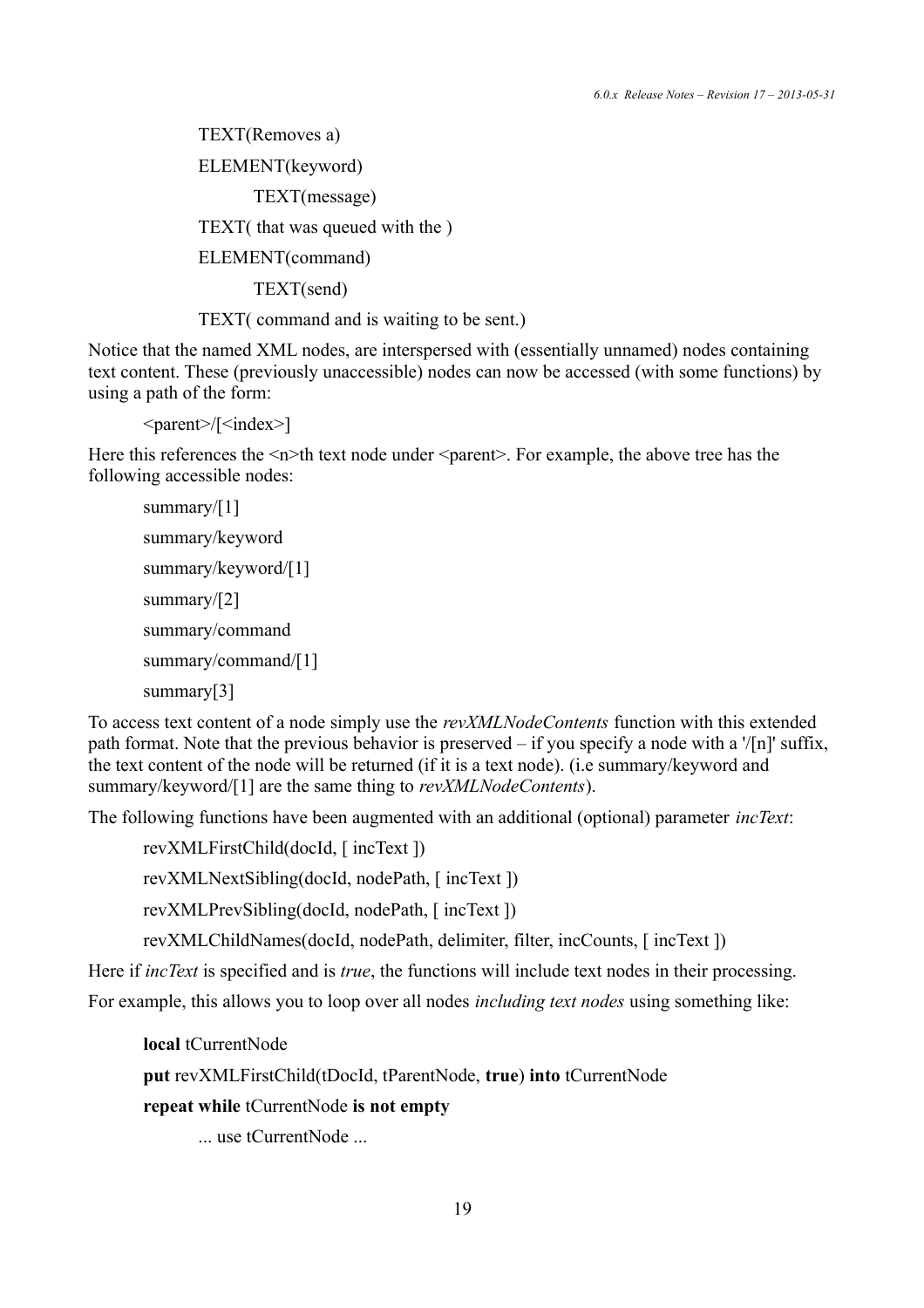```
TEXT(Removes a)
ELEMENT(keyword)
    TEXT(message)
TEXT( that was queued with the )
ELEMENT(command)
    TEXT(send)
TEXT( command and is waiting to be sent.)
```

Notice that the named XML nodes, are interspersed with (essentially unnamed) nodes containing text content. These (previously unaccessible) nodes can now be accessed (with some functions) by using a path of the form:

```
<parent>/[<index>]
```

Here this references the <n>th text node under <parent>. For example, the above tree has the following accessible nodes:

```
summary/[1]
summary/keyword
summary/keyword/[1]
summary/[2]
summary/command
summary/command/[1]
summary[3]
```

To access text content of a node simply use the *revXMLNodeContents* function with this extended path format. Note that the previous behavior is preserved – if you specify a node with a '/[n]' suffix, the text content of the node will be returned (if it is a text node). (i.e summary/keyword and summary/keyword/[1] are the same thing to *revXMLNodeContents*).

The following functions have been augmented with an additional (optional) parameter *incText*:

```
revXMLFirstChild(docId, [ incText ])
revXMLNextSibling(docId, nodePath, [ incText ])
revXMLPrevSibling(docId, nodePath, [ incText ])
revXMLChildNames(docId, nodePath, delimiter, filter, incCounts, [ incText ])
```

Here if *incText* is specified and is *true*, the functions will include text nodes in their processing.

For example, this allows you to loop over all nodes *including text nodes* using something like:

```
local tCurrentNode
put revXMLFirstChild(tDocId, tParentNode, true) into tCurrentNode
repeat while tCurrentNode is not empty
    ... use tCurrentNode ...
```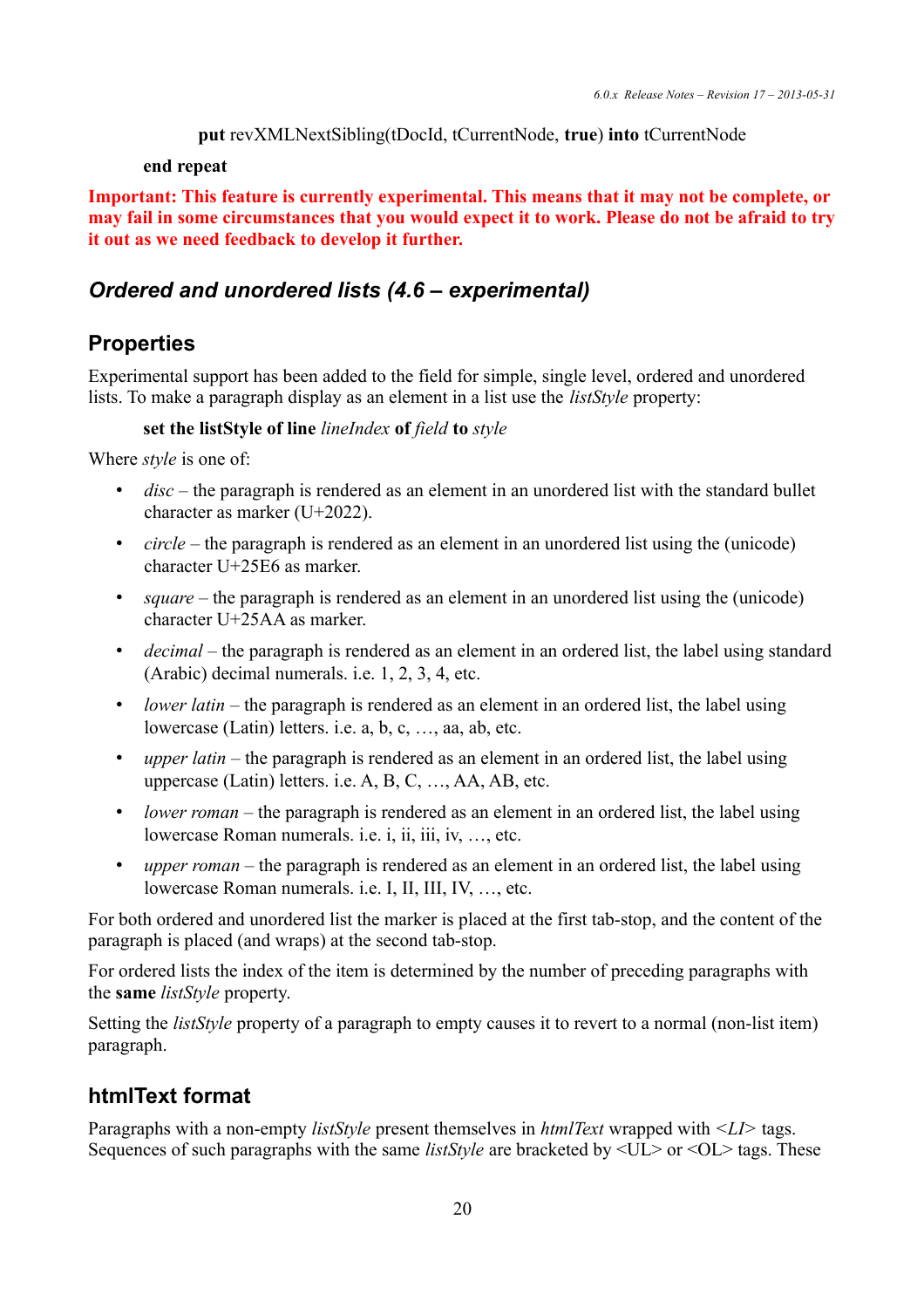**put** revXMLNextSibling(tDocId, tCurrentNode, **true**) **into** tCurrentNode

**end repeat**

**Important: This feature is currently experimental. This means that it may not be complete, or may fail in some circumstances that you would expect it to work. Please do not be afraid to try it out as we need feedback to develop it further.**

### *Ordered and unordered lists (4.6 – experimental)*

## Properties

Experimental support has been added to the field for simple, single level, ordered and unordered lists. To make a paragraph display as an element in a list use the *listStyle* property:

**set the listStyle of line** *lineIndex* **of** *field* **to** *style*

Where *style* is one of:

- *disc* – the paragraph is rendered as an element in an unordered list with the standard bullet character as marker (U+2022).
- *circle* – the paragraph is rendered as an element in an unordered list using the (unicode) character U+25E6 as marker.
- *square* – the paragraph is rendered as an element in an unordered list using the (unicode) character U+25AA as marker.
- *decimal* – the paragraph is rendered as an element in an ordered list, the label using standard (Arabic) decimal numerals. i.e. 1, 2, 3, 4, etc.
- *lower latin* – the paragraph is rendered as an element in an ordered list, the label using lowercase (Latin) letters. i.e. a, b, c, …, aa, ab, etc.
- *upper latin* – the paragraph is rendered as an element in an ordered list, the label using uppercase (Latin) letters. i.e. A, B, C, …, AA, AB, etc.
- *lower roman* – the paragraph is rendered as an element in an ordered list, the label using lowercase Roman numerals. i.e. i, ii, iii, iv, …, etc.
- *upper roman* – the paragraph is rendered as an element in an ordered list, the label using lowercase Roman numerals. i.e. I, II, III, IV, …, etc.

For both ordered and unordered list the marker is placed at the first tab-stop, and the content of the paragraph is placed (and wraps) at the second tab-stop.

For ordered lists the index of the item is determined by the number of preceding paragraphs with the **same** *listStyle* property.

Setting the *listStyle* property of a paragraph to empty causes it to revert to a normal (non-list item) paragraph.

## htmlText format

Paragraphs with a non-empty *listStyle* present themselves in *htmlText* wrapped with *<LI>* tags. Sequences of such paragraphs with the same *listStyle* are bracketed by <UL> or <OL> tags. These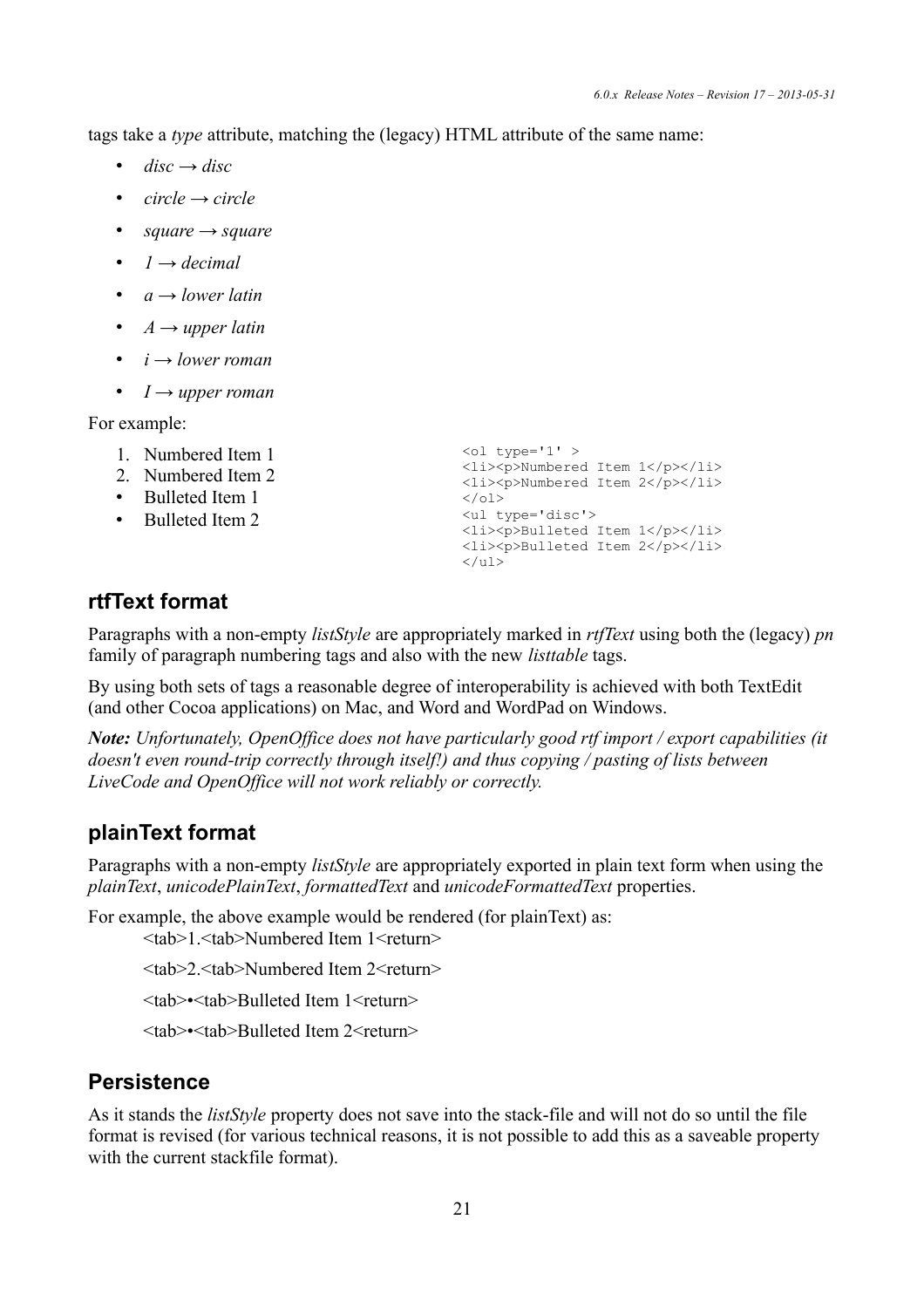tags take a *type* attribute, matching the (legacy) HTML attribute of the same name:

- *disc → disc*
- *circle → circle*
- *square → square*
- *1 → decimal*
- *a → lower latin*
- *A → upper latin*
- *i → lower roman*
- *I → upper roman*

For example:

1. Numbered Item 1
2. Numbered Item 2

- Bulleted Item 1
- Bulleted Item 2

```
<ol type='1' >
<li><p>Numbered Item 1</p></li>
<li><p>Numbered Item 2</p></li>
</ol>
<ul type='disc'>
<li><p>Bulleted Item 1</p></li>
<li><p>Bulleted Item 2</p></li>
</ul>
```

## rtfText format

Paragraphs with a non-empty *listStyle* are appropriately marked in *rtfText* using both the (legacy) *pn* family of paragraph numbering tags and also with the new *listtable* tags.

By using both sets of tags a reasonable degree of interoperability is achieved with both TextEdit (and other Cocoa applications) on Mac, and Word and WordPad on Windows.

***Note:*** *Unfortunately, OpenOffice does not have particularly good rtf import / export capabilities (it doesn't even round-trip correctly through itself!) and thus copying / pasting of lists between LiveCode and OpenOffice will not work reliably or correctly.*

## plainText format

Paragraphs with a non-empty *listStyle* are appropriately exported in plain text form when using the *plainText*, *unicodePlainText*, *formattedText* and *unicodeFormattedText* properties.

For example, the above example would be rendered (for plainText) as:

<tab>1.<tab>Numbered Item 1<return>

<tab>2.<tab>Numbered Item 2<return>

<tab>•<tab>Bulleted Item 1<return>

<tab>•<tab>Bulleted Item 2<return>

## Persistence

As it stands the *listStyle* property does not save into the stack-file and will not do so until the file format is revised (for various technical reasons, it is not possible to add this as a saveable property with the current stackfile format).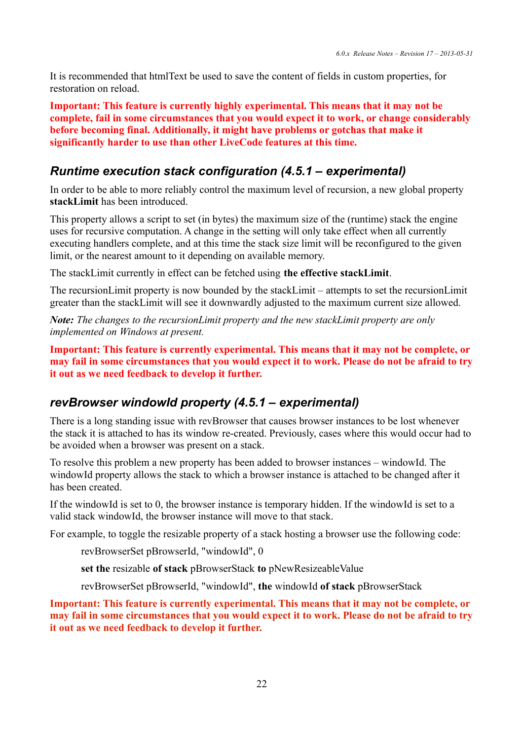It is recommended that htmlText be used to save the content of fields in custom properties, for restoration on reload.

**Important: This feature is currently highly experimental. This means that it may not be complete, fail in some circumstances that you would expect it to work, or change considerably before becoming final. Additionally, it might have problems or gotchas that make it significantly harder to use than other LiveCode features at this time.**

## *Runtime execution stack configuration (4.5.1 – experimental)*

In order to be able to more reliably control the maximum level of recursion, a new global property **stackLimit** has been introduced.

This property allows a script to set (in bytes) the maximum size of the (runtime) stack the engine uses for recursive computation. A change in the setting will only take effect when all currently executing handlers complete, and at this time the stack size limit will be reconfigured to the given limit, or the nearest amount to it depending on available memory.

The stackLimit currently in effect can be fetched using **the effective stackLimit**.

The recursionLimit property is now bounded by the stackLimit – attempts to set the recursionLimit greater than the stackLimit will see it downwardly adjusted to the maximum current size allowed.

***Note:*** *The changes to the recursionLimit property and the new stackLimit property are only implemented on Windows at present.*

**Important: This feature is currently experimental. This means that it may not be complete, or may fail in some circumstances that you would expect it to work. Please do not be afraid to try it out as we need feedback to develop it further.**

## *revBrowser windowId property (4.5.1 – experimental)*

There is a long standing issue with revBrowser that causes browser instances to be lost whenever the stack it is attached to has its window re-created. Previously, cases where this would occur had to be avoided when a browser was present on a stack.

To resolve this problem a new property has been added to browser instances – windowId. The windowId property allows the stack to which a browser instance is attached to be changed after it has been created.

If the windowId is set to 0, the browser instance is temporary hidden. If the windowId is set to a valid stack windowId, the browser instance will move to that stack.

For example, to toggle the resizable property of a stack hosting a browser use the following code:

```
revBrowserSet pBrowserId, "windowId", 0
set the resizable of stack pBrowserStack to pNewResizeableValue
revBrowserSet pBrowserId, "windowId", the windowId of stack pBrowserStack
```

**Important: This feature is currently experimental. This means that it may not be complete, or may fail in some circumstances that you would expect it to work. Please do not be afraid to try it out as we need feedback to develop it further.**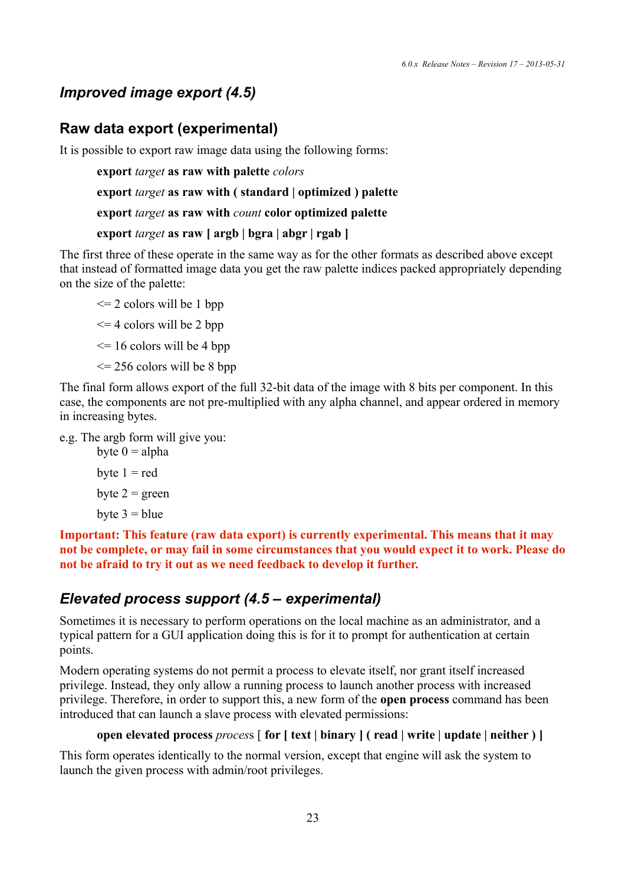## *Improved image export (4.5)*

## Raw data export (experimental)

It is possible to export raw image data using the following forms:

> **export** *target* **as raw with palette** *colors*
>
> **export** *target* **as raw with ( standard | optimized ) palette**
>
> **export** *target* **as raw with** *count* **color optimized palette**
>
> **export** *target* **as raw [ argb | bgra | abgr | rgab ]**

The first three of these operate in the same way as for the other formats as described above except that instead of formatted image data you get the raw palette indices packed appropriately depending on the size of the palette:

> <= 2 colors will be 1 bpp
>
> <= 4 colors will be 2 bpp
>
> <= 16 colors will be 4 bpp
>
> <= 256 colors will be 8 bpp

The final form allows export of the full 32-bit data of the image with 8 bits per component. In this case, the components are not pre-multiplied with any alpha channel, and appear ordered in memory in increasing bytes.

e.g. The argb form will give you:

> byte 0 = alpha
>
> byte 1 = red
>
> byte 2 = green
>
> byte 3 = blue

**Important: This feature (raw data export) is currently experimental. This means that it may not be complete, or may fail in some circumstances that you would expect it to work. Please do not be afraid to try it out as we need feedback to develop it further.**

## *Elevated process support (4.5 – experimental)*

Sometimes it is necessary to perform operations on the local machine as an administrator, and a typical pattern for a GUI application doing this is for it to prompt for authentication at certain points.

Modern operating systems do not permit a process to elevate itself, nor grant itself increased privilege. Instead, they only allow a running process to launch another process with increased privilege. Therefore, in order to support this, a new form of the **open process** command has been introduced that can launch a slave process with elevated permissions:

> **open elevated process** *process* [ **for [ text | binary ] ( read | write | update | neither ) ]**

This form operates identically to the normal version, except that engine will ask the system to launch the given process with admin/root privileges.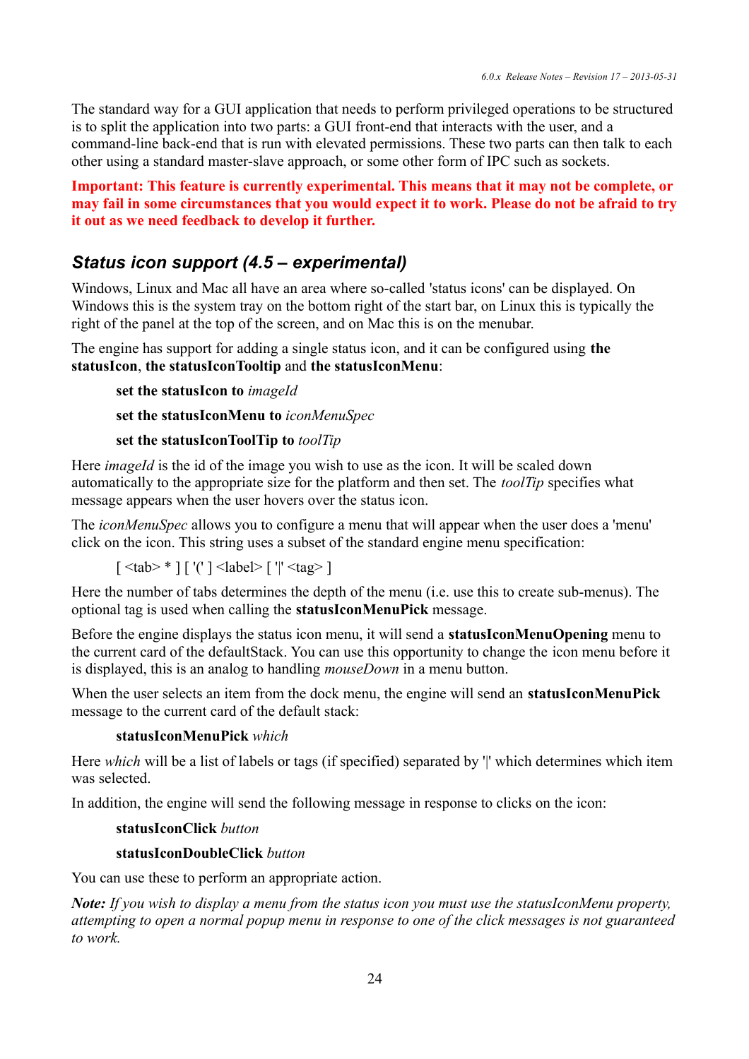The standard way for a GUI application that needs to perform privileged operations to be structured is to split the application into two parts: a GUI front-end that interacts with the user, and a command-line back-end that is run with elevated permissions. These two parts can then talk to each other using a standard master-slave approach, or some other form of IPC such as sockets.

**Important: This feature is currently experimental. This means that it may not be complete, or may fail in some circumstances that you would expect it to work. Please do not be afraid to try it out as we need feedback to develop it further.**

## Status icon support (4.5 – experimental)

Windows, Linux and Mac all have an area where so-called 'status icons' can be displayed. On Windows this is the system tray on the bottom right of the start bar, on Linux this is typically the right of the panel at the top of the screen, and on Mac this is on the menubar.

The engine has support for adding a single status icon, and it can be configured using **the statusIcon**, **the statusIconTooltip** and **the statusIconMenu**:

> **set the statusIcon to** *imageId*
>
> **set the statusIconMenu to** *iconMenuSpec*
>
> **set the statusIconToolTip to** *toolTip*

Here *imageId* is the id of the image you wish to use as the icon. It will be scaled down automatically to the appropriate size for the platform and then set. The *toolTip* specifies what message appears when the user hovers over the status icon.

The *iconMenuSpec* allows you to configure a menu that will appear when the user does a 'menu' click on the icon. This string uses a subset of the standard engine menu specification:

> [ <tab> * ] [ '(' ] <label> [ '|' <tag> ]

Here the number of tabs determines the depth of the menu (i.e. use this to create sub-menus). The optional tag is used when calling the **statusIconMenuPick** message.

Before the engine displays the status icon menu, it will send a **statusIconMenuOpening** menu to the current card of the defaultStack. You can use this opportunity to change the icon menu before it is displayed, this is an analog to handling *mouseDown* in a menu button.

When the user selects an item from the dock menu, the engine will send an **statusIconMenuPick** message to the current card of the default stack:

> **statusIconMenuPick** *which*

Here *which* will be a list of labels or tags (if specified) separated by '|' which determines which item was selected.

In addition, the engine will send the following message in response to clicks on the icon:

> **statusIconClick** *button*
>
> **statusIconDoubleClick** *button*

You can use these to perform an appropriate action.

***Note:*** *If you wish to display a menu from the status icon you must use the statusIconMenu property, attempting to open a normal popup menu in response to one of the click messages is not guaranteed to work.*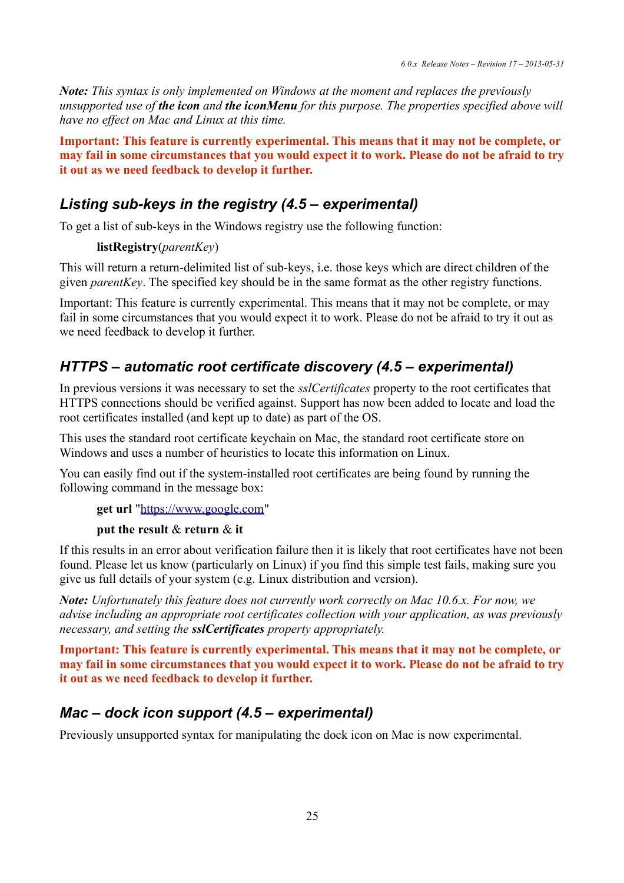***Note:*** *This syntax is only implemented on Windows at the moment and replaces the previously unsupported use of **the icon** and **the iconMenu** for this purpose. The properties specified above will have no effect on Mac and Linux at this time.*

**Important: This feature is currently experimental. This means that it may not be complete, or may fail in some circumstances that you would expect it to work. Please do not be afraid to try it out as we need feedback to develop it further.**

## *Listing sub-keys in the registry (4.5 – experimental)*

To get a list of sub-keys in the Windows registry use the following function:

> **listRegistry**(*parentKey*)

This will return a return-delimited list of sub-keys, i.e. those keys which are direct children of the given *parentKey*. The specified key should be in the same format as the other registry functions.

Important: This feature is currently experimental. This means that it may not be complete, or may fail in some circumstances that you would expect it to work. Please do not be afraid to try it out as we need feedback to develop it further.

## *HTTPS – automatic root certificate discovery (4.5 – experimental)*

In previous versions it was necessary to set the *sslCertificates* property to the root certificates that HTTPS connections should be verified against. Support has now been added to locate and load the root certificates installed (and kept up to date) as part of the OS.

This uses the standard root certificate keychain on Mac, the standard root certificate store on Windows and uses a number of heuristics to locate this information on Linux.

You can easily find out if the system-installed root certificates are being found by running the following command in the message box:

> **get url** "https://www.google.com"
>
> **put the result** & **return** & **it**

If this results in an error about verification failure then it is likely that root certificates have not been found. Please let us know (particularly on Linux) if you find this simple test fails, making sure you give us full details of your system (e.g. Linux distribution and version).

***Note:*** *Unfortunately this feature does not currently work correctly on Mac 10.6.x. For now, we advise including an appropriate root certificates collection with your application, as was previously necessary, and setting the **sslCertificates** property appropriately.*

**Important: This feature is currently experimental. This means that it may not be complete, or may fail in some circumstances that you would expect it to work. Please do not be afraid to try it out as we need feedback to develop it further.**

## *Mac – dock icon support (4.5 – experimental)*

Previously unsupported syntax for manipulating the dock icon on Mac is now experimental.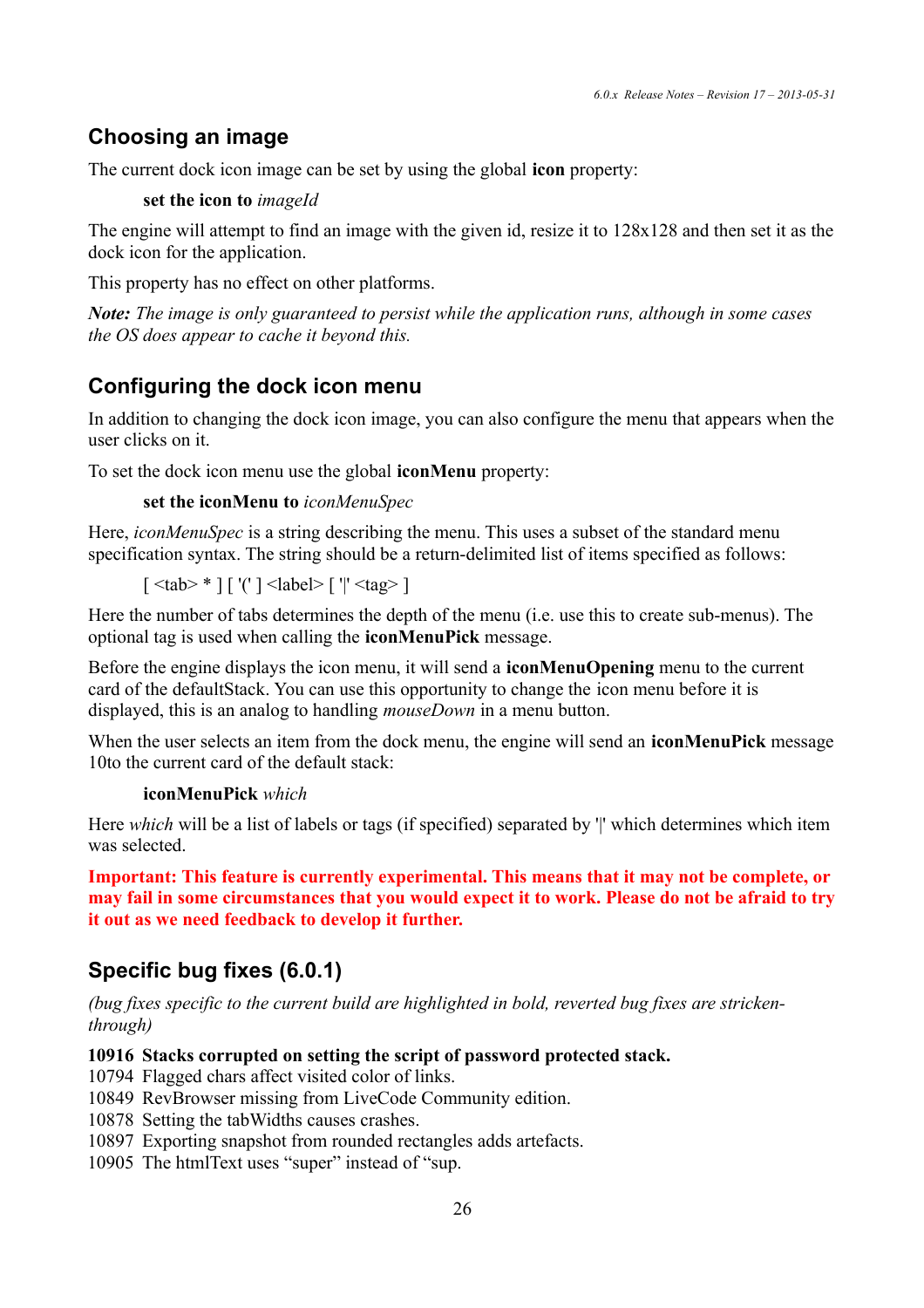## Choosing an image

The current dock icon image can be set by using the global **icon** property:

**set the icon to** *imageId*

The engine will attempt to find an image with the given id, resize it to 128x128 and then set it as the dock icon for the application.

This property has no effect on other platforms.

***Note:*** *The image is only guaranteed to persist while the application runs, although in some cases the OS does appear to cache it beyond this.*

## Configuring the dock icon menu

In addition to changing the dock icon image, you can also configure the menu that appears when the user clicks on it.

To set the dock icon menu use the global **iconMenu** property:

**set the iconMenu to** *iconMenuSpec*

Here, *iconMenuSpec* is a string describing the menu. This uses a subset of the standard menu specification syntax. The string should be a return-delimited list of items specified as follows:

[ <tab> * ] [ '(' ] <label> [ '|' <tag> ]

Here the number of tabs determines the depth of the menu (i.e. use this to create sub-menus). The optional tag is used when calling the **iconMenuPick** message.

Before the engine displays the icon menu, it will send a **iconMenuOpening** menu to the current card of the defaultStack. You can use this opportunity to change the icon menu before it is displayed, this is an analog to handling *mouseDown* in a menu button.

When the user selects an item from the dock menu, the engine will send an **iconMenuPick** message 10to the current card of the default stack:

**iconMenuPick** *which*

Here *which* will be a list of labels or tags (if specified) separated by '|' which determines which item was selected.

**Important: This feature is currently experimental. This means that it may not be complete, or may fail in some circumstances that you would expect it to work. Please do not be afraid to try it out as we need feedback to develop it further.**

## Specific bug fixes (6.0.1)

*(bug fixes specific to the current build are highlighted in bold, reverted bug fixes are stricken-through)*

**10916 Stacks corrupted on setting the script of password protected stack.**
10794 Flagged chars affect visited color of links.
10849 RevBrowser missing from LiveCode Community edition.
10878 Setting the tabWidths causes crashes.
10897 Exporting snapshot from rounded rectangles adds artefacts.
10905 The htmlText uses "super" instead of "sup.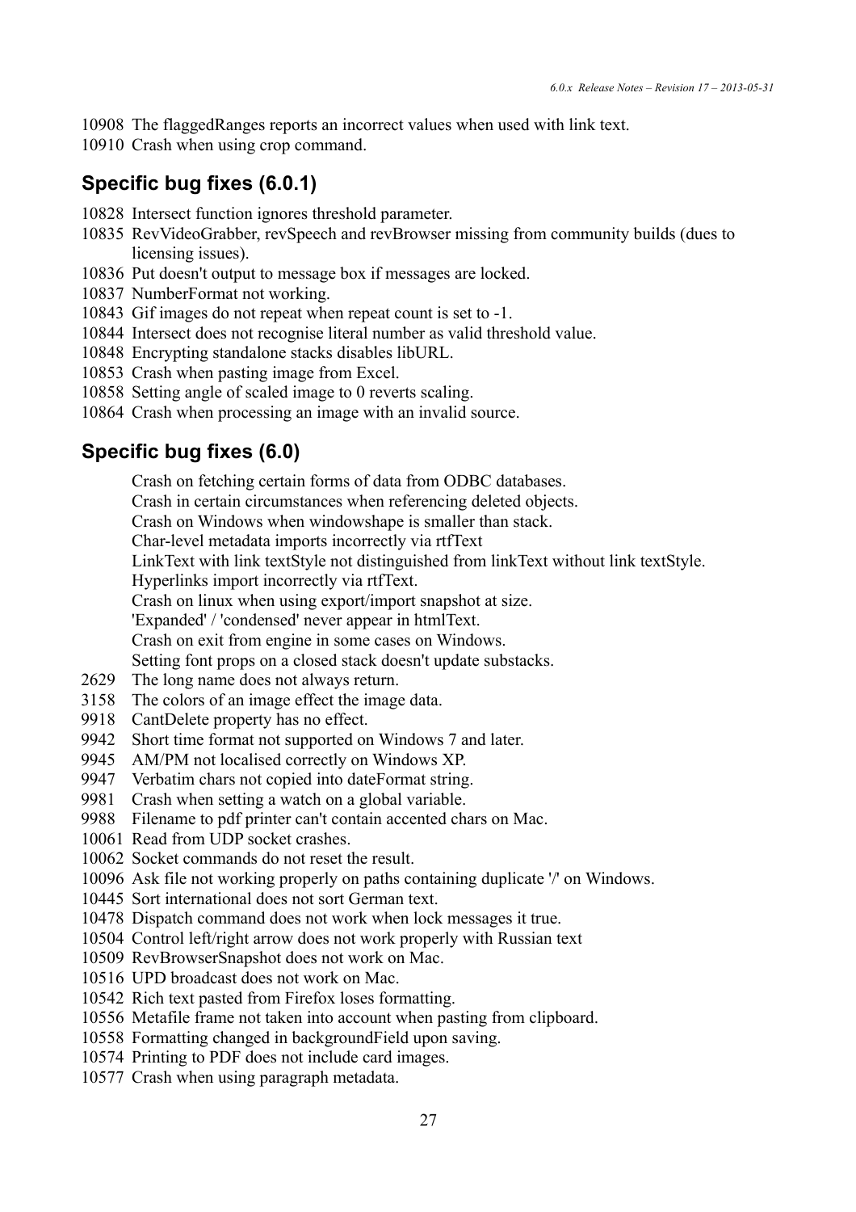10908 The flaggedRanges reports an incorrect values when used with link text.
10910 Crash when using crop command.

## Specific bug fixes (6.0.1)

10828 Intersect function ignores threshold parameter.
10835 RevVideoGrabber, revSpeech and revBrowser missing from community builds (dues to licensing issues).
10836 Put doesn't output to message box if messages are locked.
10837 NumberFormat not working.
10843 Gif images do not repeat when repeat count is set to -1.
10844 Intersect does not recognise literal number as valid threshold value.
10848 Encrypting standalone stacks disables libURL.
10853 Crash when pasting image from Excel.
10858 Setting angle of scaled image to 0 reverts scaling.
10864 Crash when processing an image with an invalid source.

## Specific bug fixes (6.0)

Crash on fetching certain forms of data from ODBC databases.
Crash in certain circumstances when referencing deleted objects.
Crash on Windows when windowshape is smaller than stack.
Char-level metadata imports incorrectly via rtfText
LinkText with link textStyle not distinguished from linkText without link textStyle.
Hyperlinks import incorrectly via rtfText.
Crash on linux when using export/import snapshot at size.
'Expanded' / 'condensed' never appear in htmlText.
Crash on exit from engine in some cases on Windows.
Setting font props on a closed stack doesn't update substacks.
2629 The long name does not always return.
3158 The colors of an image effect the image data.
9918 CantDelete property has no effect.
9942 Short time format not supported on Windows 7 and later.
9945 AM/PM not localised correctly on Windows XP.
9947 Verbatim chars not copied into dateFormat string.
9981 Crash when setting a watch on a global variable.
9988 Filename to pdf printer can't contain accented chars on Mac.
10061 Read from UDP socket crashes.
10062 Socket commands do not reset the result.
10096 Ask file not working properly on paths containing duplicate '/' on Windows.
10445 Sort international does not sort German text.
10478 Dispatch command does not work when lock messages it true.
10504 Control left/right arrow does not work properly with Russian text
10509 RevBrowserSnapshot does not work on Mac.
10516 UPD broadcast does not work on Mac.
10542 Rich text pasted from Firefox loses formatting.
10556 Metafile frame not taken into account when pasting from clipboard.
10558 Formatting changed in backgroundField upon saving.
10574 Printing to PDF does not include card images.
10577 Crash when using paragraph metadata.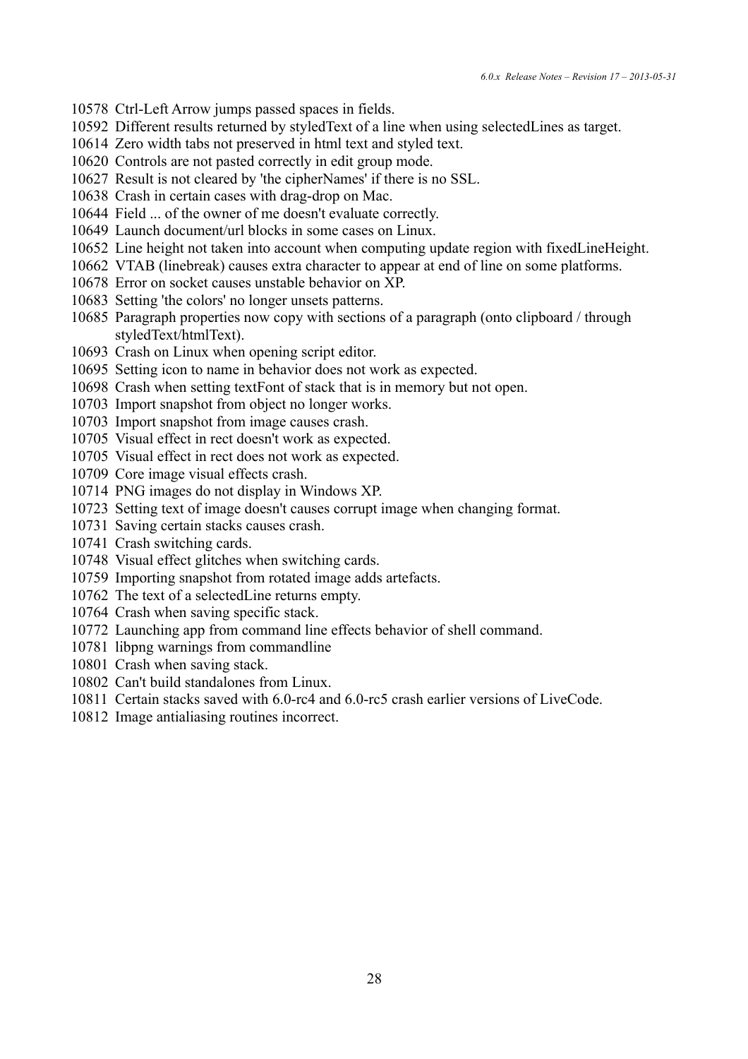10578 Ctrl-Left Arrow jumps passed spaces in fields.
10592 Different results returned by styledText of a line when using selectedLines as target.
10614 Zero width tabs not preserved in html text and styled text.
10620 Controls are not pasted correctly in edit group mode.
10627 Result is not cleared by 'the cipherNames' if there is no SSL.
10638 Crash in certain cases with drag-drop on Mac.
10644 Field ... of the owner of me doesn't evaluate correctly.
10649 Launch document/url blocks in some cases on Linux.
10652 Line height not taken into account when computing update region with fixedLineHeight.
10662 VTAB (linebreak) causes extra character to appear at end of line on some platforms.
10678 Error on socket causes unstable behavior on XP.
10683 Setting 'the colors' no longer unsets patterns.
10685 Paragraph properties now copy with sections of a paragraph (onto clipboard / through styledText/htmlText).
10693 Crash on Linux when opening script editor.
10695 Setting icon to name in behavior does not work as expected.
10698 Crash when setting textFont of stack that is in memory but not open.
10703 Import snapshot from object no longer works.
10703 Import snapshot from image causes crash.
10705 Visual effect in rect doesn't work as expected.
10705 Visual effect in rect does not work as expected.
10709 Core image visual effects crash.
10714 PNG images do not display in Windows XP.
10723 Setting text of image doesn't causes corrupt image when changing format.
10731 Saving certain stacks causes crash.
10741 Crash switching cards.
10748 Visual effect glitches when switching cards.
10759 Importing snapshot from rotated image adds artefacts.
10762 The text of a selectedLine returns empty.
10764 Crash when saving specific stack.
10772 Launching app from command line effects behavior of shell command.
10781 libpng warnings from commandline
10801 Crash when saving stack.
10802 Can't build standalones from Linux.
10811 Certain stacks saved with 6.0-rc4 and 6.0-rc5 crash earlier versions of LiveCode.
10812 Image antialiasing routines incorrect.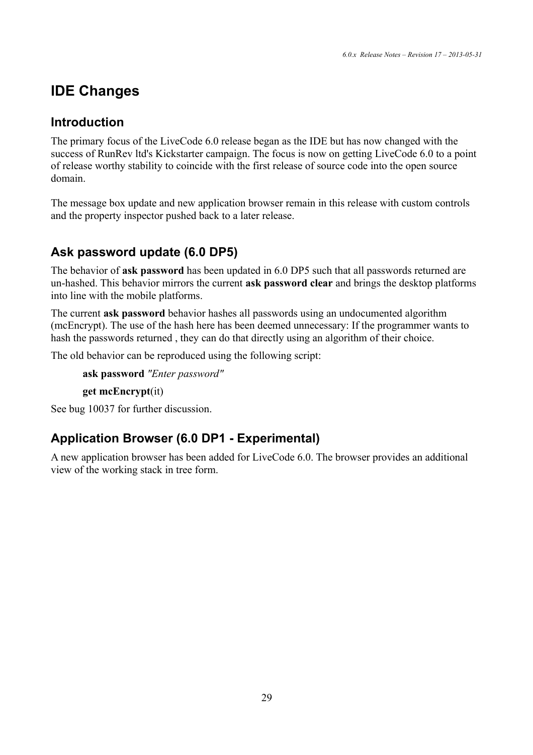# IDE Changes

## Introduction

The primary focus of the LiveCode 6.0 release began as the IDE but has now changed with the success of RunRev ltd's Kickstarter campaign. The focus is now on getting LiveCode 6.0 to a point of release worthy stability to coincide with the first release of source code into the open source domain.

The message box update and new application browser remain in this release with custom controls and the property inspector pushed back to a later release.

## Ask password update (6.0 DP5)

The behavior of **ask password** has been updated in 6.0 DP5 such that all passwords returned are un-hashed. This behavior mirrors the current **ask password clear** and brings the desktop platforms into line with the mobile platforms.

The current **ask password** behavior hashes all passwords using an undocumented algorithm (mcEncrypt). The use of the hash here has been deemed unnecessary: If the programmer wants to hash the passwords returned , they can do that directly using an algorithm of their choice.

The old behavior can be reproduced using the following script:

```
ask password "Enter password"
get mcEncrypt(it)
```

See bug 10037 for further discussion.

## Application Browser (6.0 DP1 - Experimental)

A new application browser has been added for LiveCode 6.0. The browser provides an additional view of the working stack in tree form.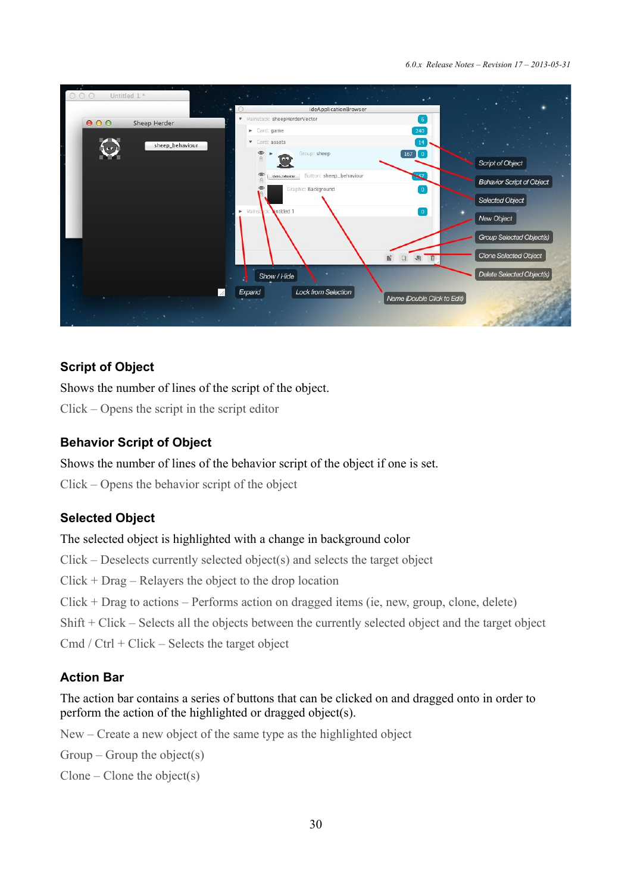## Script of Object

Shows the number of lines of the script of the object.

Click – Opens the script in the script editor

## Behavior Script of Object

Shows the number of lines of the behavior script of the object if one is set.

Click – Opens the behavior script of the object

## Selected Object

The selected object is highlighted with a change in background color

Click – Deselects currently selected object(s) and selects the target object

Click + Drag – Relayers the object to the drop location

Click + Drag to actions – Performs action on dragged items (ie, new, group, clone, delete)

Shift + Click – Selects all the objects between the currently selected object and the target object

Cmd / Ctrl + Click – Selects the target object

## Action Bar

The action bar contains a series of buttons that can be clicked on and dragged onto in order to perform the action of the highlighted or dragged object(s).

New – Create a new object of the same type as the highlighted object

Group – Group the object(s)

Clone – Clone the object(s)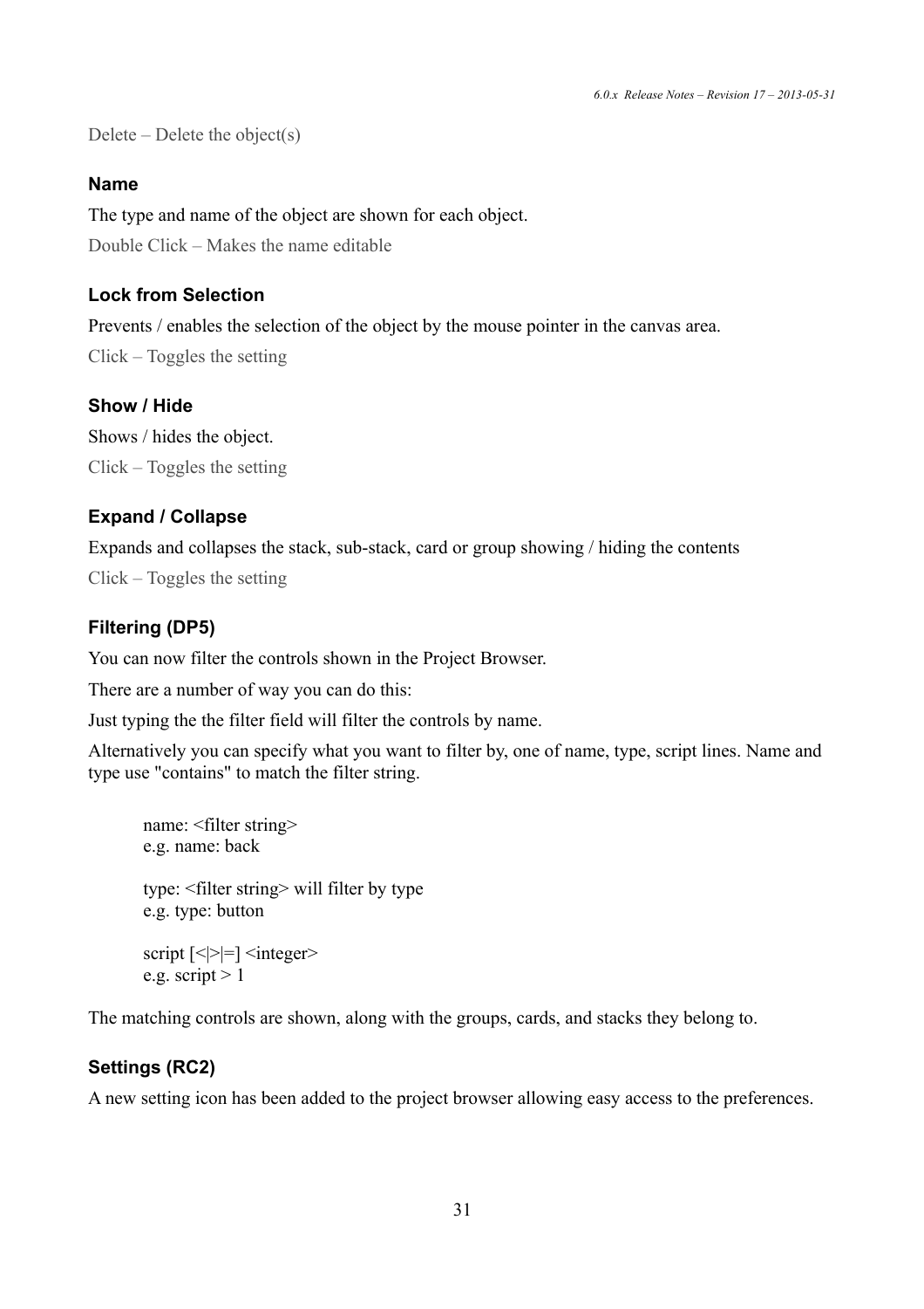Delete – Delete the object(s)

### Name

The type and name of the object are shown for each object.

Double Click – Makes the name editable

### Lock from Selection

Prevents / enables the selection of the object by the mouse pointer in the canvas area.

Click – Toggles the setting

### Show / Hide

Shows / hides the object.

Click – Toggles the setting

### Expand / Collapse

Expands and collapses the stack, sub-stack, card or group showing / hiding the contents

Click – Toggles the setting

### Filtering (DP5)

You can now filter the controls shown in the Project Browser.

There are a number of way you can do this:

Just typing the the filter field will filter the controls by name.

Alternatively you can specify what you want to filter by, one of name, type, script lines. Name and type use "contains" to match the filter string.

```
name: <filter string>
e.g. name: back

type: <filter string> will filter by type
e.g. type: button

script [<|>|=] <integer>
e.g. script > 1
```

The matching controls are shown, along with the groups, cards, and stacks they belong to.

### Settings (RC2)

A new setting icon has been added to the project browser allowing easy access to the preferences.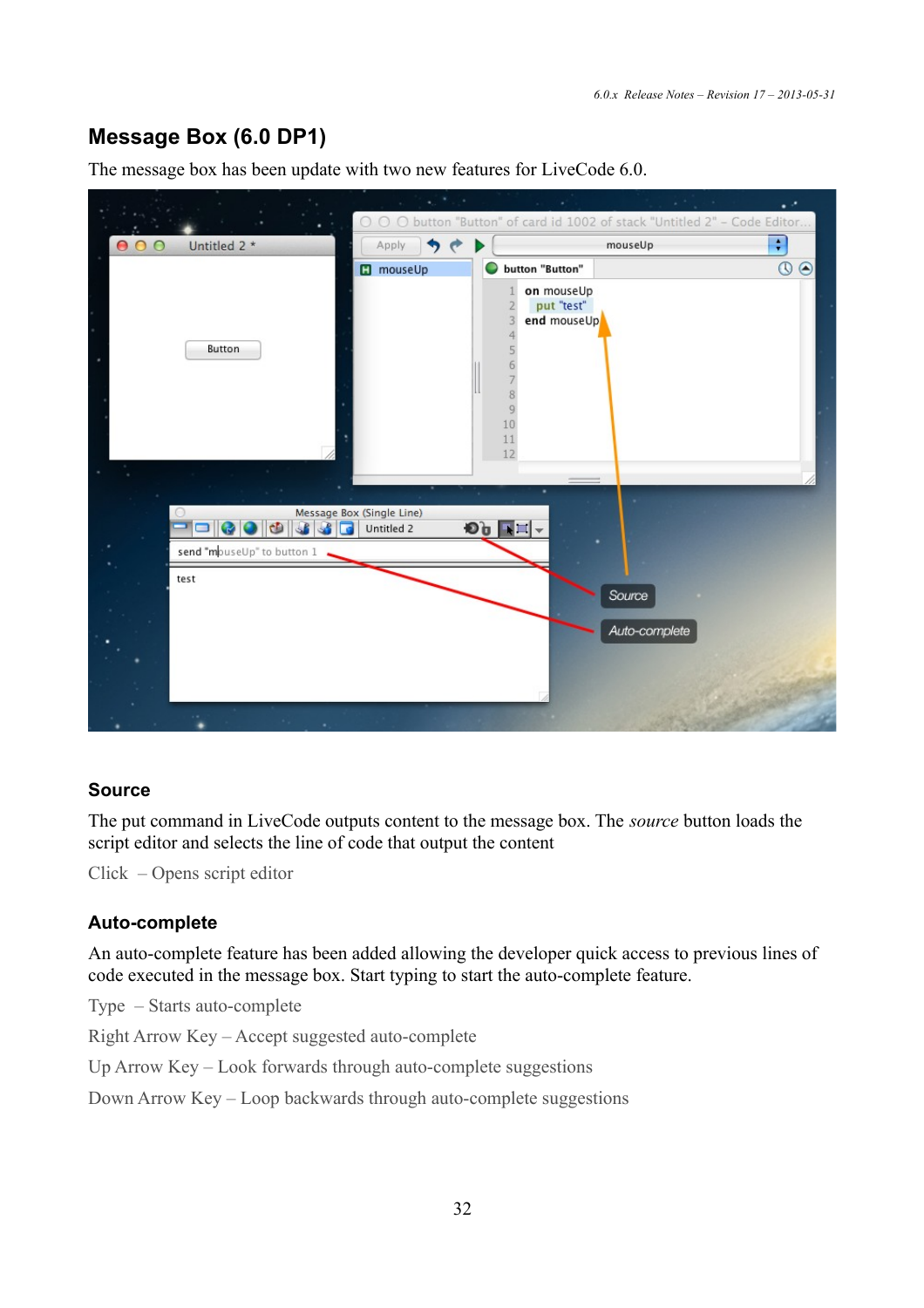## Message Box (6.0 DP1)

The message box has been update with two new features for LiveCode 6.0.

### Source

The put command in LiveCode outputs content to the message box. The *source* button loads the script editor and selects the line of code that output the content

Click – Opens script editor

### Auto-complete

An auto-complete feature has been added allowing the developer quick access to previous lines of code executed in the message box. Start typing to start the auto-complete feature.

Type – Starts auto-complete

Right Arrow Key – Accept suggested auto-complete

Up Arrow Key – Look forwards through auto-complete suggestions

Down Arrow Key – Loop backwards through auto-complete suggestions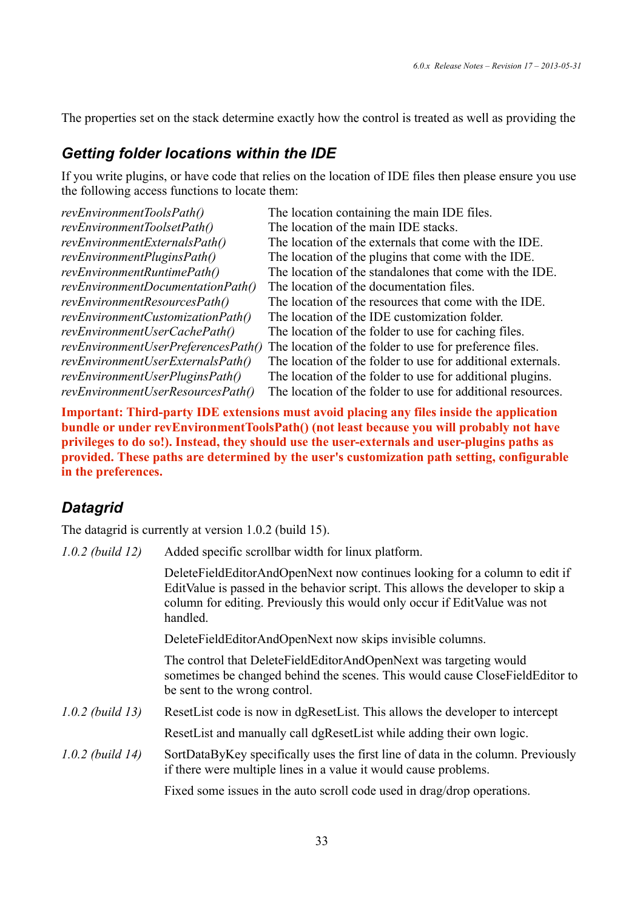The properties set on the stack determine exactly how the control is treated as well as providing the

## Getting folder locations within the IDE

If you write plugins, or have code that relies on the location of IDE files then please ensure you use the following access functions to locate them:

| | |
|---|---|
| *revEnvironmentToolsPath()* | The location containing the main IDE files. |
| *revEnvironmentToolsetPath()* | The location of the main IDE stacks. |
| *revEnvironmentExternalsPath()* | The location of the externals that come with the IDE. |
| *revEnvironmentPluginsPath()* | The location of the plugins that come with the IDE. |
| *revEnvironmentRuntimePath()* | The location of the standalones that come with the IDE. |
| *revEnvironmentDocumentationPath()* | The location of the documentation files. |
| *revEnvironmentResourcesPath()* | The location of the resources that come with the IDE. |
| *revEnvironmentCustomizationPath()* | The location of the IDE customization folder. |
| *revEnvironmentUserCachePath()* | The location of the folder to use for caching files. |
| *revEnvironmentUserPreferencesPath()* | The location of the folder to use for preference files. |
| *revEnvironmentUserExternalsPath()* | The location of the folder to use for additional externals. |
| *revEnvironmentUserPluginsPath()* | The location of the folder to use for additional plugins. |
| *revEnvironmentUserResourcesPath()* | The location of the folder to use for additional resources. |

**Important: Third-party IDE extensions must avoid placing any files inside the application bundle or under revEnvironmentToolsPath() (not least because you will probably not have privileges to do so!). Instead, they should use the user-externals and user-plugins paths as provided. These paths are determined by the user's customization path setting, configurable in the preferences.**

## Datagrid

The datagrid is currently at version 1.0.2 (build 15).

*1.0.2 (build 12)*

Added specific scrollbar width for linux platform.

DeleteFieldEditorAndOpenNext now continues looking for a column to edit if EditValue is passed in the behavior script. This allows the developer to skip a column for editing. Previously this would only occur if EditValue was not handled.

DeleteFieldEditorAndOpenNext now skips invisible columns.

The control that DeleteFieldEditorAndOpenNext was targeting would sometimes be changed behind the scenes. This would cause CloseFieldEditor to be sent to the wrong control.

*1.0.2 (build 13)*

ResetList code is now in dgResetList. This allows the developer to intercept

ResetList and manually call dgResetList while adding their own logic.

*1.0.2 (build 14)*

SortDataByKey specifically uses the first line of data in the column. Previously if there were multiple lines in a value it would cause problems.

Fixed some issues in the auto scroll code used in drag/drop operations.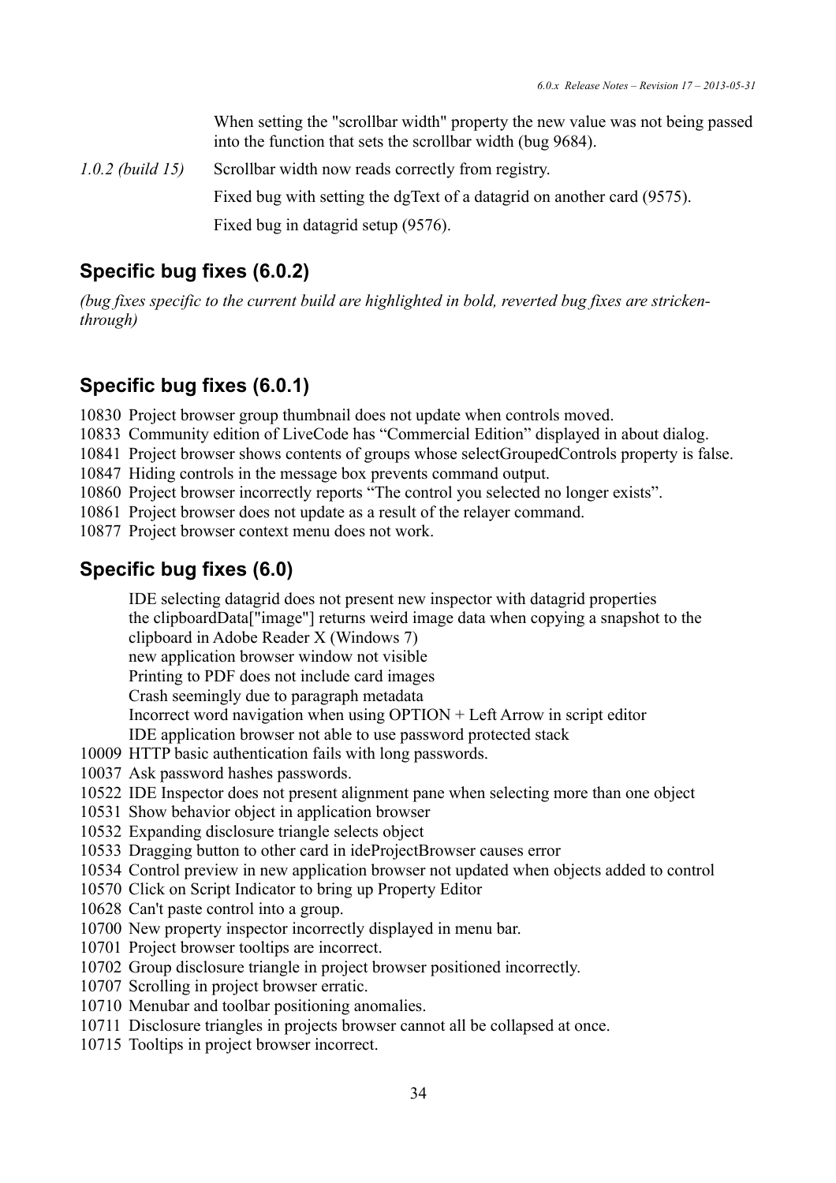When setting the "scrollbar width" property the new value was not being passed into the function that sets the scrollbar width (bug 9684).

*1.0.2 (build 15)* Scrollbar width now reads correctly from registry.

Fixed bug with setting the dgText of a datagrid on another card (9575).

Fixed bug in datagrid setup (9576).

## Specific bug fixes (6.0.2)

*(bug fixes specific to the current build are highlighted in bold, reverted bug fixes are stricken-through)*

## Specific bug fixes (6.0.1)

10830 Project browser group thumbnail does not update when controls moved.
10833 Community edition of LiveCode has “Commercial Edition” displayed in about dialog.
10841 Project browser shows contents of groups whose selectGroupedControls property is false.
10847 Hiding controls in the message box prevents command output.
10860 Project browser incorrectly reports “The control you selected no longer exists”.
10861 Project browser does not update as a result of the relayer command.
10877 Project browser context menu does not work.

## Specific bug fixes (6.0)

IDE selecting datagrid does not present new inspector with datagrid properties
the clipboardData["image"] returns weird image data when copying a snapshot to the clipboard in Adobe Reader X (Windows 7)
new application browser window not visible
Printing to PDF does not include card images
Crash seemingly due to paragraph metadata
Incorrect word navigation when using OPTION + Left Arrow in script editor
IDE application browser not able to use password protected stack
10009 HTTP basic authentication fails with long passwords.
10037 Ask password hashes passwords.
10522 IDE Inspector does not present alignment pane when selecting more than one object
10531 Show behavior object in application browser
10532 Expanding disclosure triangle selects object
10533 Dragging button to other card in ideProjectBrowser causes error
10534 Control preview in new application browser not updated when objects added to control
10570 Click on Script Indicator to bring up Property Editor
10628 Can't paste control into a group.
10700 New property inspector incorrectly displayed in menu bar.
10701 Project browser tooltips are incorrect.
10702 Group disclosure triangle in project browser positioned incorrectly.
10707 Scrolling in project browser erratic.
10710 Menubar and toolbar positioning anomalies.
10711 Disclosure triangles in projects browser cannot all be collapsed at once.
10715 Tooltips in project browser incorrect.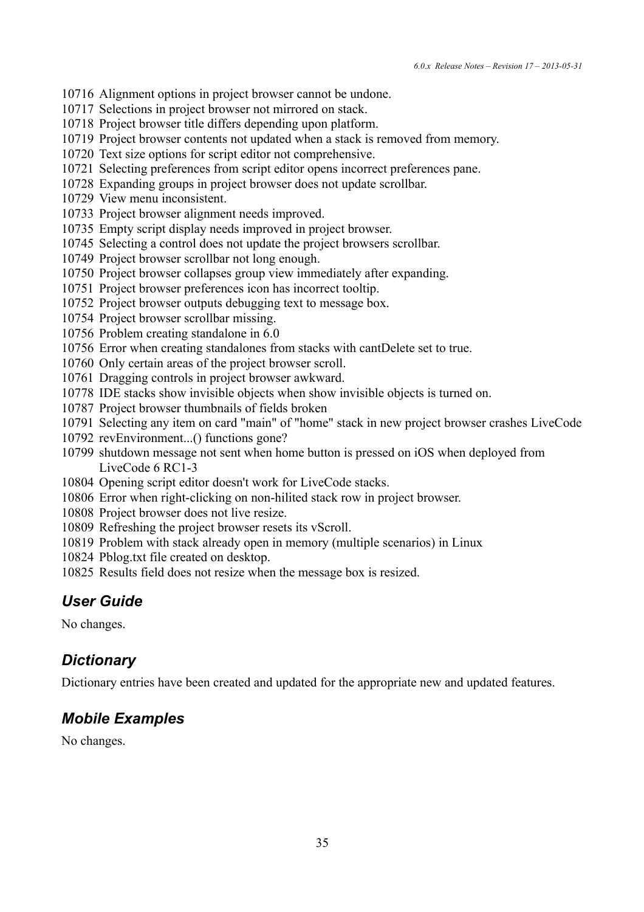10716 Alignment options in project browser cannot be undone.
10717 Selections in project browser not mirrored on stack.
10718 Project browser title differs depending upon platform.
10719 Project browser contents not updated when a stack is removed from memory.
10720 Text size options for script editor not comprehensive.
10721 Selecting preferences from script editor opens incorrect preferences pane.
10728 Expanding groups in project browser does not update scrollbar.
10729 View menu inconsistent.
10733 Project browser alignment needs improved.
10735 Empty script display needs improved in project browser.
10745 Selecting a control does not update the project browsers scrollbar.
10749 Project browser scrollbar not long enough.
10750 Project browser collapses group view immediately after expanding.
10751 Project browser preferences icon has incorrect tooltip.
10752 Project browser outputs debugging text to message box.
10754 Project browser scrollbar missing.
10756 Problem creating standalone in 6.0
10756 Error when creating standalones from stacks with cantDelete set to true.
10760 Only certain areas of the project browser scroll.
10761 Dragging controls in project browser awkward.
10778 IDE stacks show invisible objects when show invisible objects is turned on.
10787 Project browser thumbnails of fields broken
10791 Selecting any item on card "main" of "home" stack in new project browser crashes LiveCode
10792 revEnvironment...() functions gone?
10799 shutdown message not sent when home button is pressed on iOS when deployed from LiveCode 6 RC1-3
10804 Opening script editor doesn't work for LiveCode stacks.
10806 Error when right-clicking on non-hilited stack row in project browser.
10808 Project browser does not live resize.
10809 Refreshing the project browser resets its vScroll.
10819 Problem with stack already open in memory (multiple scenarios) in Linux
10824 Pblog.txt file created on desktop.
10825 Results field does not resize when the message box is resized.

## *User Guide*

No changes.

## *Dictionary*

Dictionary entries have been created and updated for the appropriate new and updated features.

## *Mobile Examples*

No changes.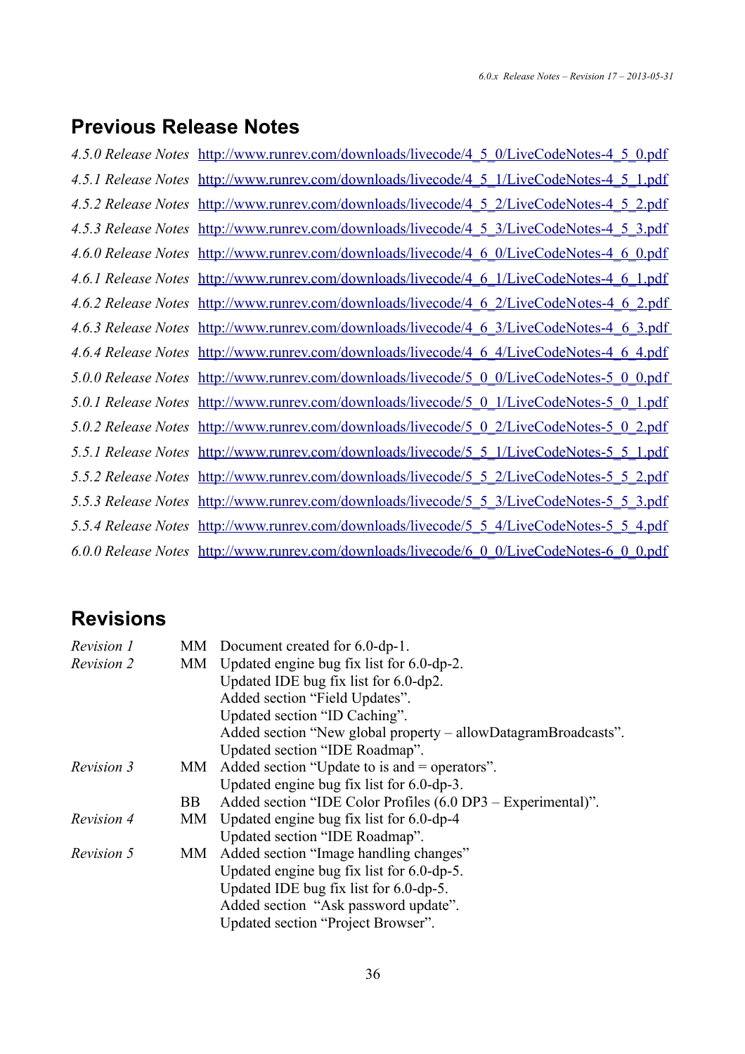## Previous Release Notes

| | |
|---|---|
| *4.5.0 Release Notes* | http://www.runrev.com/downloads/livecode/4_5_0/LiveCodeNotes-4_5_0.pdf |
| *4.5.1 Release Notes* | http://www.runrev.com/downloads/livecode/4_5_1/LiveCodeNotes-4_5_1.pdf |
| *4.5.2 Release Notes* | http://www.runrev.com/downloads/livecode/4_5_2/LiveCodeNotes-4_5_2.pdf |
| *4.5.3 Release Notes* | http://www.runrev.com/downloads/livecode/4_5_3/LiveCodeNotes-4_5_3.pdf |
| *4.6.0 Release Notes* | http://www.runrev.com/downloads/livecode/4_6_0/LiveCodeNotes-4_6_0.pdf |
| *4.6.1 Release Notes* | http://www.runrev.com/downloads/livecode/4_6_1/LiveCodeNotes-4_6_1.pdf |
| *4.6.2 Release Notes* | http://www.runrev.com/downloads/livecode/4_6_2/LiveCodeNotes-4_6_2.pdf |
| *4.6.3 Release Notes* | http://www.runrev.com/downloads/livecode/4_6_3/LiveCodeNotes-4_6_3.pdf |
| *4.6.4 Release Notes* | http://www.runrev.com/downloads/livecode/4_6_4/LiveCodeNotes-4_6_4.pdf |
| *5.0.0 Release Notes* | http://www.runrev.com/downloads/livecode/5_0_0/LiveCodeNotes-5_0_0.pdf |
| *5.0.1 Release Notes* | http://www.runrev.com/downloads/livecode/5_0_1/LiveCodeNotes-5_0_1.pdf |
| *5.0.2 Release Notes* | http://www.runrev.com/downloads/livecode/5_0_2/LiveCodeNotes-5_0_2.pdf |
| *5.5.1 Release Notes* | http://www.runrev.com/downloads/livecode/5_5_1/LiveCodeNotes-5_5_1.pdf |
| *5.5.2 Release Notes* | http://www.runrev.com/downloads/livecode/5_5_2/LiveCodeNotes-5_5_2.pdf |
| *5.5.3 Release Notes* | http://www.runrev.com/downloads/livecode/5_5_3/LiveCodeNotes-5_5_3.pdf |
| *5.5.4 Release Notes* | http://www.runrev.com/downloads/livecode/5_5_4/LiveCodeNotes-5_5_4.pdf |
| *6.0.0 Release Notes* | http://www.runrev.com/downloads/livecode/6_0_0/LiveCodeNotes-6_0_0.pdf |

## Revisions

| | | |
|---|---|---|
| *Revision 1* | MM | Document created for 6.0-dp-1. |
| *Revision 2* | MM | Updated engine bug fix list for 6.0-dp-2.<br>Updated IDE bug fix list for 6.0-dp2.<br>Added section "Field Updates".<br>Updated section "ID Caching".<br>Added section "New global property – allowDatagramBroadcasts".<br>Updated section "IDE Roadmap". |
| *Revision 3* | MM | Added section "Update to is and = operators".<br>Updated engine bug fix list for 6.0-dp-3. |
| | BB | Added section "IDE Color Profiles (6.0 DP3 – Experimental)". |
| *Revision 4* | MM | Updated engine bug fix list for 6.0-dp-4<br>Updated section "IDE Roadmap". |
| *Revision 5* | MM | Added section "Image handling changes"<br>Updated engine bug fix list for 6.0-dp-5.<br>Updated IDE bug fix list for 6.0-dp-5.<br>Added section "Ask password update".<br>Updated section "Project Browser". |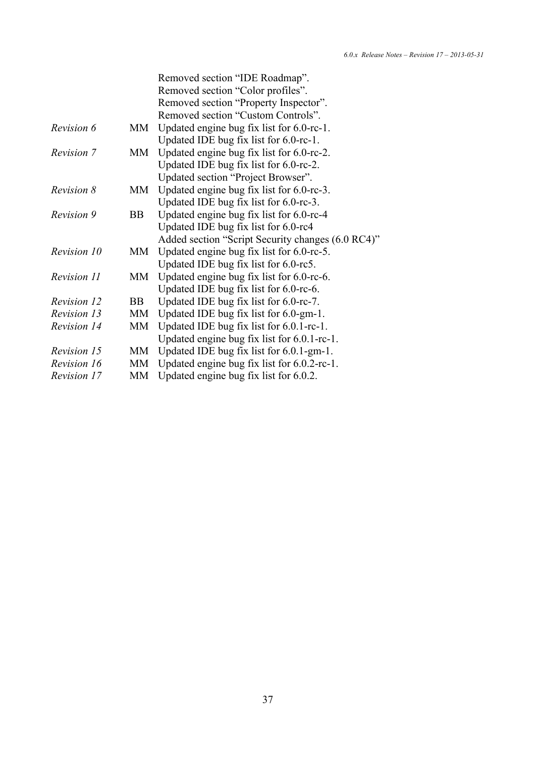| | | |
|---|---|---|
| | | Removed section “IDE Roadmap”. |
| | | Removed section “Color profiles”. |
| | | Removed section “Property Inspector”. |
| | | Removed section “Custom Controls”. |
| *Revision 6* | MM | Updated engine bug fix list for 6.0-rc-1. |
| | | Updated IDE bug fix list for 6.0-rc-1. |
| *Revision 7* | MM | Updated engine bug fix list for 6.0-rc-2. |
| | | Updated IDE bug fix list for 6.0-rc-2. |
| | | Updated section “Project Browser”. |
| *Revision 8* | MM | Updated engine bug fix list for 6.0-rc-3. |
| | | Updated IDE bug fix list for 6.0-rc-3. |
| *Revision 9* | BB | Updated engine bug fix list for 6.0-rc-4 |
| | | Updated IDE bug fix list for 6.0-rc4 |
| | | Added section “Script Security changes (6.0 RC4)” |
| *Revision 10* | MM | Updated engine bug fix list for 6.0-rc-5. |
| | | Updated IDE bug fix list for 6.0-rc5. |
| *Revision 11* | MM | Updated engine bug fix list for 6.0-rc-6. |
| | | Updated IDE bug fix list for 6.0-rc-6. |
| *Revision 12* | BB | Updated IDE bug fix list for 6.0-rc-7. |
| *Revision 13* | MM | Updated IDE bug fix list for 6.0-gm-1. |
| *Revision 14* | MM | Updated IDE bug fix list for 6.0.1-rc-1. |
| | | Updated engine bug fix list for 6.0.1-rc-1. |
| *Revision 15* | MM | Updated IDE bug fix list for 6.0.1-gm-1. |
| *Revision 16* | MM | Updated engine bug fix list for 6.0.2-rc-1. |
| *Revision 17* | MM | Updated engine bug fix list for 6.0.2. |